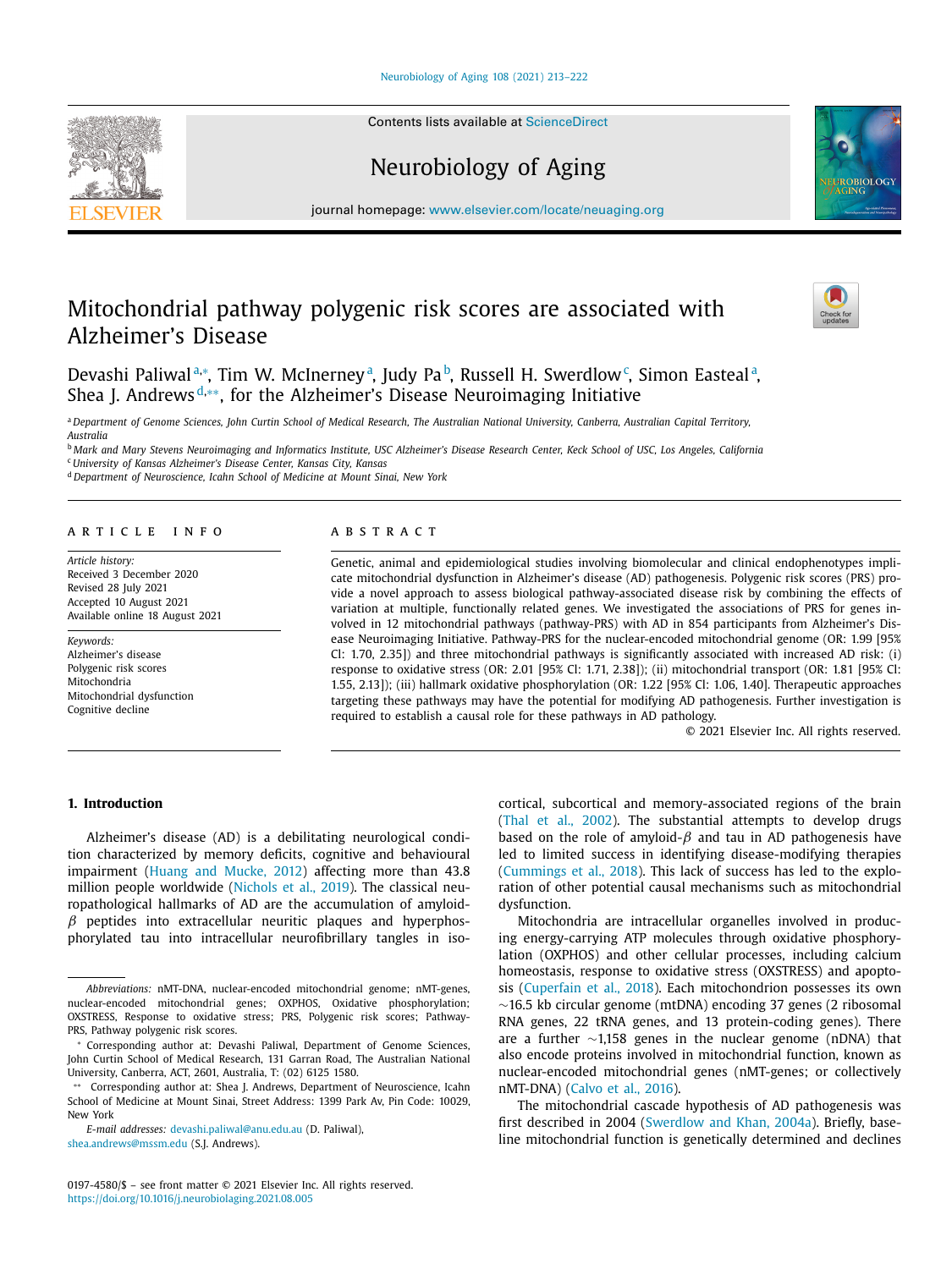# Mitochondrial pathway polygenic risk scores are associated with Alzheimer's Disease

Devashi Paliwal[a,*], Tim W. McInerney[a], Judy Pa[b], Russell H. Swerdlow[c], Simon Easteal[a], Shea J. Andrews[d,**], for the Alzheimer's Disease Neuroimaging Initiative

[a] Department of Genome Sciences, John Curtin School of Medical Research, The Australian National University, Canberra, Australian Capital Territory, Australia
[b] Mark and Mary Stevens Neuroimaging and Informatics Institute, USC Alzheimer's Disease Research Center, Keck School of USC, Los Angeles, California
[c] University of Kansas Alzheimer's Disease Center, Kansas City, Kansas
[d] Department of Neuroscience, Icahn School of Medicine at Mount Sinai, New York

**ARTICLE INFO**

*Article history:*
Received 3 December 2020
Revised 28 July 2021
Accepted 10 August 2021
Available online 18 August 2021

*Keywords:*
Alzheimer's disease
Polygenic risk scores
Mitochondria
Mitochondrial dysfunction
Cognitive decline

**ABSTRACT**

Genetic, animal and epidemiological studies involving biomolecular and clinical endophenotypes implicate mitochondrial dysfunction in Alzheimer's disease (AD) pathogenesis. Polygenic risk scores (PRS) provide a novel approach to assess biological pathway-associated disease risk by combining the effects of variation at multiple, functionally related genes. We investigated the associations of PRS for genes involved in 12 mitochondrial pathways (pathway-PRS) with AD in 854 participants from Alzheimer's Disease Neuroimaging Initiative. Pathway-PRS for the nuclear-encoded mitochondrial genome (OR: 1.99 [95% CI: 1.70, 2.35]) and three mitochondrial pathways is significantly associated with increased AD risk: (i) response to oxidative stress (OR: 2.01 [95% CI: 1.71, 2.38]); (ii) mitochondrial transport (OR: 1.81 [95% CI: 1.55, 2.13]); (iii) hallmark oxidative phosphorylation (OR: 1.22 [95% CI: 1.06, 1.40]. Therapeutic approaches targeting these pathways may have the potential for modifying AD pathogenesis. Further investigation is required to establish a causal role for these pathways in AD pathology.

© 2021 Elsevier Inc. All rights reserved.

## 1. Introduction

Alzheimer's disease (AD) is a debilitating neurological condition characterized by memory deficits, cognitive and behavioural impairment (Huang and Mucke, 2012) affecting more than 43.8 million people worldwide (Nichols et al., 2019). The classical neuropathological hallmarks of AD are the accumulation of amyloid-$\beta$ peptides into extracellular neuritic plaques and hyperphosphorylated tau into intracellular neurofibrillary tangles in isocortical, subcortical and memory-associated regions of the brain (Thal et al., 2002). The substantial attempts to develop drugs based on the role of amyloid-$\beta$ and tau in AD pathogenesis have led to limited success in identifying disease-modifying therapies (Cummings et al., 2018). This lack of success has led to the exploration of other potential causal mechanisms such as mitochondrial dysfunction.

Mitochondria are intracellular organelles involved in producing energy-carrying ATP molecules through oxidative phosphorylation (OXPHOS) and other cellular processes, including calcium homeostasis, response to oxidative stress (OXSTRESS) and apoptosis (Cuperfain et al., 2018). Each mitochondrion possesses its own ~16.5 kb circular genome (mtDNA) encoding 37 genes (2 ribosomal RNA genes, 22 tRNA genes, and 13 protein-coding genes). There are a further ~1,158 genes in the nuclear genome (nDNA) that also encode proteins involved in mitochondrial function, known as nuclear-encoded mitochondrial genes (nMT-genes; or collectively nMT-DNA) (Calvo et al., 2016).

The mitochondrial cascade hypothesis of AD pathogenesis was first described in 2004 (Swerdlow and Khan, 2004a). Briefly, baseline mitochondrial function is genetically determined and declines

---

*Abbreviations:* nMT-DNA, nuclear-encoded mitochondrial genome; nMT-genes, nuclear-encoded mitochondrial genes; OXPHOS, Oxidative phosphorylation; OXSTRESS, Response to oxidative stress; PRS, Polygenic risk scores; Pathway-PRS, Pathway polygenic risk scores.

\* Corresponding author at: Devashi Paliwal, Department of Genome Sciences, John Curtin School of Medical Research, 131 Garran Road, The Australian National University, Canberra, ACT, 2601, Australia, T: (02) 6125 1580.

\*\* Corresponding author at: Shea J. Andrews, Department of Neuroscience, Icahn School of Medicine at Mount Sinai, Street Address: 1399 Park Av, Pin Code: 10029, New York

*E-mail addresses:* devashi.paliwal@anu.edu.au (D. Paliwal), shea.andrews@mssm.edu (S.J. Andrews).

0197-4580/$ – see front matter © 2021 Elsevier Inc. All rights reserved.
https://doi.org/10.1016/j.neurobiolaging.2021.08.005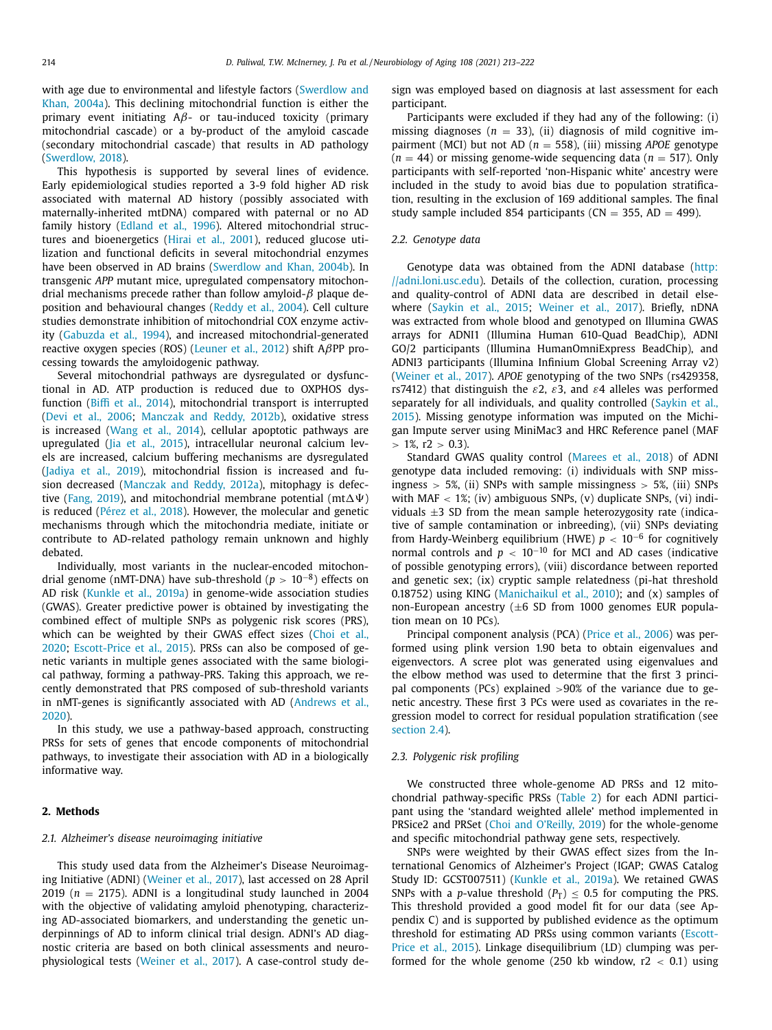with age due to environmental and lifestyle factors (Swerdlow and Khan, 2004a). This declining mitochondrial function is either the primary event initiating Aβ- or tau-induced toxicity (primary mitochondrial cascade) or a by-product of the amyloid cascade (secondary mitochondrial cascade) that results in AD pathology (Swerdlow, 2018).

This hypothesis is supported by several lines of evidence. Early epidemiological studies reported a 3-9 fold higher AD risk associated with maternal AD history (possibly associated with maternally-inherited mtDNA) compared with paternal or no AD family history (Edland et al., 1996). Altered mitochondrial structures and bioenergetics (Hirai et al., 2001), reduced glucose utilization and functional deficits in several mitochondrial enzymes have been observed in AD brains (Swerdlow and Khan, 2004b). In transgenic *APP* mutant mice, upregulated compensatory mitochondrial mechanisms precede rather than follow amyloid-β plaque deposition and behavioural changes (Reddy et al., 2004). Cell culture studies demonstrate inhibition of mitochondrial COX enzyme activity (Gabuzda et al., 1994), and increased mitochondrial-generated reactive oxygen species (ROS) (Leuner et al., 2012) shift AβPP processing towards the amyloidogenic pathway.

Several mitochondrial pathways are dysregulated or dysfunctional in AD. ATP production is reduced due to OXPHOS dysfunction (Biffi et al., 2014), mitochondrial transport is interrupted (Devi et al., 2006; Manczak and Reddy, 2012b), oxidative stress is increased (Wang et al., 2014), cellular apoptotic pathways are upregulated (Jia et al., 2015), intracellular neuronal calcium levels are increased, calcium buffering mechanisms are dysregulated (Jadiya et al., 2019), mitochondrial fission is increased and fusion decreased (Manczak and Reddy, 2012a), mitophagy is defective (Fang, 2019), and mitochondrial membrane potential (mtΔΨ) is reduced (Pérez et al., 2018). However, the molecular and genetic mechanisms through which the mitochondria mediate, initiate or contribute to AD-related pathology remain unknown and highly debated.

Individually, most variants in the nuclear-encoded mitochondrial genome (nMT-DNA) have sub-threshold ($p > 10^{-8}$) effects on AD risk (Kunkle et al., 2019a) in genome-wide association studies (GWAS). Greater predictive power is obtained by investigating the combined effect of multiple SNPs as polygenic risk scores (PRS), which can be weighted by their GWAS effect sizes (Choi et al., 2020; Escott-Price et al., 2015). PRSs can also be composed of genetic variants in multiple genes associated with the same biological pathway, forming a pathway-PRS. Taking this approach, we recently demonstrated that PRS composed of sub-threshold variants in nMT-genes is significantly associated with AD (Andrews et al., 2020).

In this study, we use a pathway-based approach, constructing PRSs for sets of genes that encode components of mitochondrial pathways, to investigate their association with AD in a biologically informative way.

## 2. Methods

### 2.1. Alzheimer's disease neuroimaging initiative

This study used data from the Alzheimer's Disease Neuroimaging Initiative (ADNI) (Weiner et al., 2017), last accessed on 28 April 2019 ($n = 2175$). ADNI is a longitudinal study launched in 2004 with the objective of validating amyloid phenotyping, characterizing AD-associated biomarkers, and understanding the genetic underpinnings of AD to inform clinical trial design. ADNI's AD diagnostic criteria are based on both clinical assessments and neurophysiological tests (Weiner et al., 2017). A case-control study design was employed based on diagnosis at last assessment for each participant.

Participants were excluded if they had any of the following: (i) missing diagnoses ($n = 33$), (ii) diagnosis of mild cognitive impairment (MCI) but not AD ($n = 558$), (iii) missing *APOE* genotype ($n = 44$) or missing genome-wide sequencing data ($n = 517$). Only participants with self-reported 'non-Hispanic white' ancestry were included in the study to avoid bias due to population stratification, resulting in the exclusion of 169 additional samples. The final study sample included 854 participants (CN = 355, AD = 499).

### 2.2. Genotype data

Genotype data was obtained from the ADNI database (http://adni.loni.usc.edu). Details of the collection, curation, processing and quality-control of ADNI data are described in detail elsewhere (Saykin et al., 2015; Weiner et al., 2017). Briefly, nDNA was extracted from whole blood and genotyped on Illumina GWAS arrays for ADNI1 (Illumina Human 610-Quad BeadChip), ADNI GO/2 participants (Illumina HumanOmniExpress BeadChip), and ADNI3 participants (Illumina Infinium Global Screening Array v2) (Weiner et al., 2017). *APOE* genotyping of the two SNPs (rs429358, rs7412) that distinguish the ε2, ε3, and ε4 alleles was performed separately for all individuals, and quality controlled (Saykin et al., 2015). Missing genotype information was imputed on the Michigan Impute server using MiniMac3 and HRC Reference panel (MAF > 1%, r2 > 0.3).

Standard GWAS quality control (Marees et al., 2018) of ADNI genotype data included removing: (i) individuals with SNP missingness > 5%, (ii) SNPs with sample missingness > 5%, (iii) SNPs with MAF < 1%; (iv) ambiguous SNPs, (v) duplicate SNPs, (vi) individuals ±3 SD from the mean sample heterozygosity rate (indicative of sample contamination or inbreeding), (vii) SNPs deviating from Hardy-Weinberg equilibrium (HWE) $p < 10^{-6}$ for cognitively normal controls and $p < 10^{-10}$ for MCI and AD cases (indicative of possible genotyping errors), (viii) discordance between reported and genetic sex; (ix) cryptic sample relatedness (pi-hat threshold 0.18752) using KING (Manichaikul et al., 2010); and (x) samples of non-European ancestry (±6 SD from 1000 genomes EUR population mean on 10 PCs).

Principal component analysis (PCA) (Price et al., 2006) was performed using plink version 1.90 beta to obtain eigenvalues and eigenvectors. A scree plot was generated using eigenvalues and the elbow method was used to determine that the first 3 principal components (PCs) explained >90% of the variance due to genetic ancestry. These first 3 PCs were used as covariates in the regression model to correct for residual population stratification (see section 2.4).

### 2.3. Polygenic risk profiling

We constructed three whole-genome AD PRSs and 12 mitochondrial pathway-specific PRSs (Table 2) for each ADNI participant using the 'standard weighted allele' method implemented in PRSice2 and PRSet (Choi and O'Reilly, 2019) for the whole-genome and specific mitochondrial pathway gene sets, respectively.

SNPs were weighted by their GWAS effect sizes from the International Genomics of Alzheimer's Project (IGAP; GWAS Catalog Study ID: GCST007511) (Kunkle et al., 2019a). We retained GWAS SNPs with a *p*-value threshold ($P_T$) ≤ 0.5 for computing the PRS. This threshold provided a good model fit for our data (see Appendix C) and is supported by published evidence as the optimum threshold for estimating AD PRSs using common variants (Escott-Price et al., 2015). Linkage disequilibrium (LD) clumping was performed for the whole genome (250 kb window, r2 < 0.1) using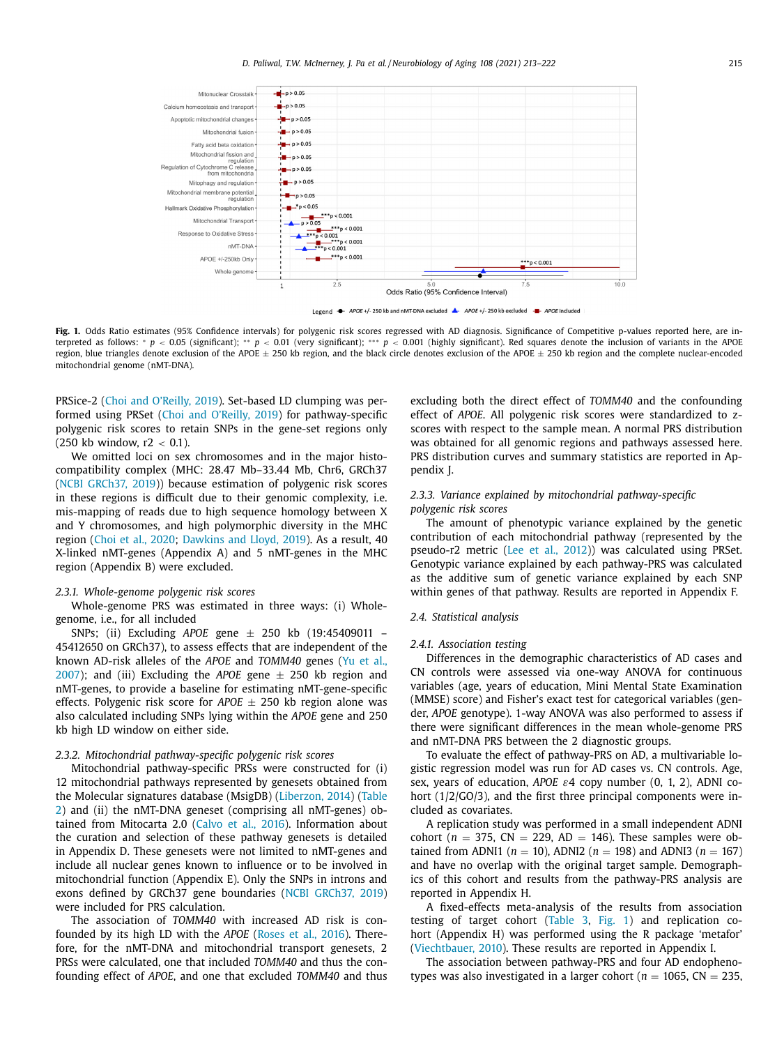Fig. 1. Odds Ratio estimates (95% Confidence intervals) for polygenic risk scores regressed with AD diagnosis. Significance of Competitive p-values reported here, are interpreted as follows: * $p < 0.05$ (significant); ** $p < 0.01$ (very significant); *** $p < 0.001$ (highly significant). Red squares denote the inclusion of variants in the APOE region, blue triangles denote exclusion of the APOE ± 250 kb region, and the black circle denotes exclusion of the APOE ± 250 kb region and the complete nuclear-encoded mitochondrial genome (nMT-DNA).

PRSice-2 (Choi and O'Reilly, 2019). Set-based LD clumping was performed using PRSet (Choi and O'Reilly, 2019) for pathway-specific polygenic risk scores to retain SNPs in the gene-set regions only (250 kb window, $r2 < 0.1$).

We omitted loci on sex chromosomes and in the major histocompatibility complex (MHC: 28.47 Mb–33.44 Mb, Chr6, GRCh37 (NCBI GRCh37, 2019)) because estimation of polygenic risk scores in these regions is difficult due to their genomic complexity, i.e. mis-mapping of reads due to high sequence homology between X and Y chromosomes, and high polymorphic diversity in the MHC region (Choi et al., 2020; Dawkins and Lloyd, 2019). As a result, 40 X-linked nMT-genes (Appendix A) and 5 nMT-genes in the MHC region (Appendix B) were excluded.

### 2.3.1. Whole-genome polygenic risk scores

Whole-genome PRS was estimated in three ways: (i) Whole-genome, i.e., for all included

SNPs; (ii) Excluding *APOE* gene ± 250 kb (19:45409011 – 45412650 on GRCh37), to assess effects that are independent of the known AD-risk alleles of the *APOE* and *TOMM40* genes (Yu et al., 2007); and (iii) Excluding the *APOE* gene ± 250 kb region and nMT-genes, to provide a baseline for estimating nMT-gene-specific effects. Polygenic risk score for *APOE* ± 250 kb region alone was also calculated including SNPs lying within the *APOE* gene and 250 kb high LD window on either side.

### 2.3.2. Mitochondrial pathway-specific polygenic risk scores

Mitochondrial pathway-specific PRSs were constructed for (i) 12 mitochondrial pathways represented by genesets obtained from the Molecular signatures database (MsigDB) (Liberzon, 2014) (Table 2) and (ii) the nMT-DNA geneset (comprising all nMT-genes) obtained from Mitocarta 2.0 (Calvo et al., 2016). Information about the curation and selection of these pathway genesets is detailed in Appendix D. These genesets were not limited to nMT-genes and include all nuclear genes known to influence or to be involved in mitochondrial function (Appendix E). Only the SNPs in introns and exons defined by GRCh37 gene boundaries (NCBI GRCh37, 2019) were included for PRS calculation.

The association of *TOMM40* with increased AD risk is confounded by its high LD with the *APOE* (Roses et al., 2016). Therefore, for the nMT-DNA and mitochondrial transport genesets, 2 PRSs were calculated, one that included *TOMM40* and thus the confounding effect of *APOE*, and one that excluded *TOMM40* and thus excluding both the direct effect of *TOMM40* and the confounding effect of *APOE*. All polygenic risk scores were standardized to z-scores with respect to the sample mean. A normal PRS distribution was obtained for all genomic regions and pathways assessed here. PRS distribution curves and summary statistics are reported in Appendix J.

### 2.3.3. Variance explained by mitochondrial pathway-specific polygenic risk scores

The amount of phenotypic variance explained by the genetic contribution of each mitochondrial pathway (represented by the pseudo-r2 metric (Lee et al., 2012)) was calculated using PRSet. Genotypic variance explained by each pathway-PRS was calculated as the additive sum of genetic variance explained by each SNP within genes of that pathway. Results are reported in Appendix F.

## 2.4. Statistical analysis

### 2.4.1. Association testing

Differences in the demographic characteristics of AD cases and CN controls were assessed via one-way ANOVA for continuous variables (age, years of education, Mini Mental State Examination (MMSE) score) and Fisher's exact test for categorical variables (gender, *APOE* genotype). 1-way ANOVA was also performed to assess if there were significant differences in the mean whole-genome PRS and nMT-DNA PRS between the 2 diagnostic groups.

To evaluate the effect of pathway-PRS on AD, a multivariable logistic regression model was run for AD cases vs. CN controls. Age, sex, years of education, *APOE* $\varepsilon 4$ copy number (0, 1, 2), ADNI cohort (1/2/GO/3), and the first three principal components were included as covariates.

A replication study was performed in a small independent ADNI cohort ($n = 375$, CN = 229, AD = 146). These samples were obtained from ADNI1 ($n = 10$), ADNI2 ($n = 198$) and ADNI3 ($n = 167$) and have no overlap with the original target sample. Demographics of this cohort and results from the pathway-PRS analysis are reported in Appendix H.

A fixed-effects meta-analysis of the results from association testing of target cohort (Table 3, Fig. 1) and replication cohort (Appendix H) was performed using the R package 'metafor' (Viechtbauer, 2010). These results are reported in Appendix I.

The association between pathway-PRS and four AD endophenotypes was also investigated in a larger cohort ($n = 1065$, CN = 235,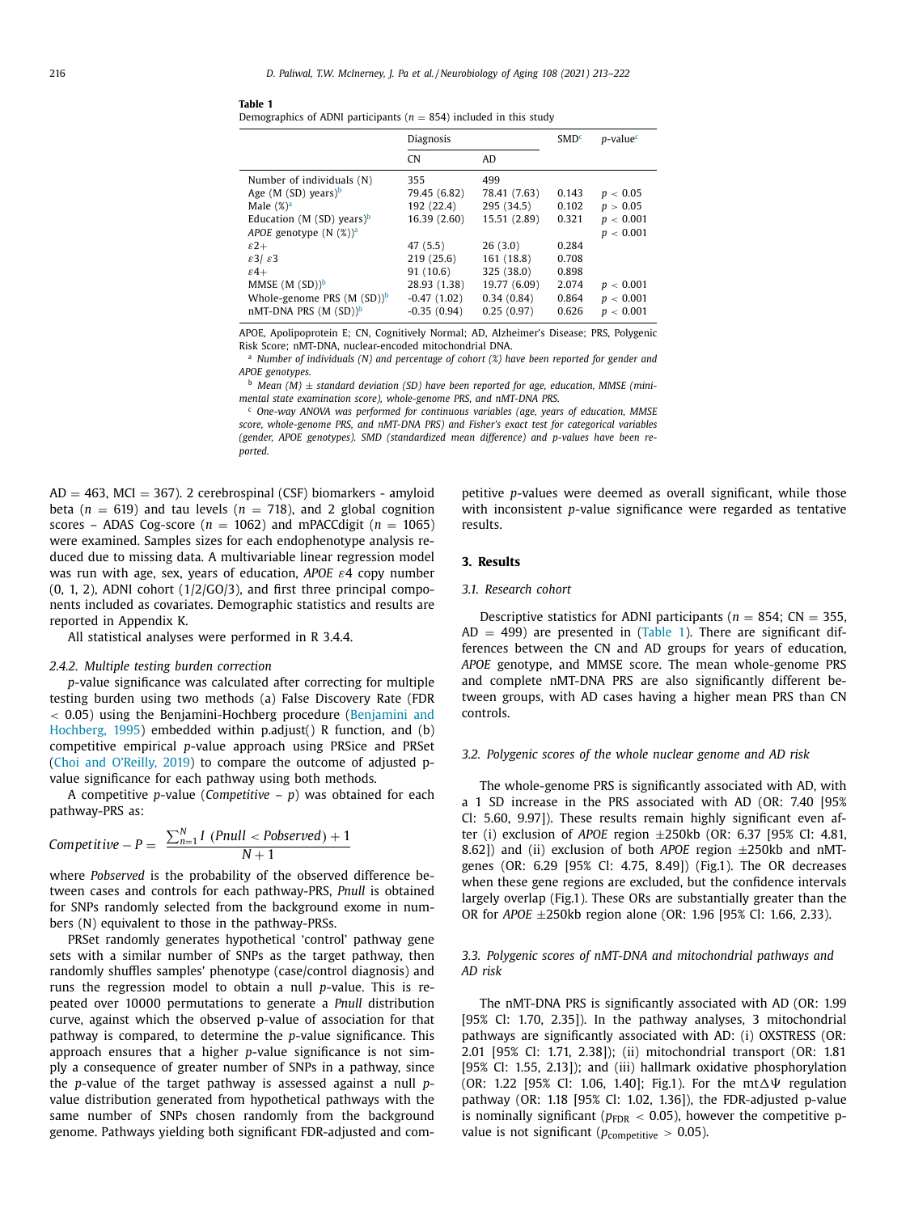**Table 1**
Demographics of ADNI participants ($n = 854$) included in this study

| | Diagnosis | | SMD[c] | p-value[c] |
|---|---|---|---|---|
| | CN | AD | | |
| Number of individuals (N) | 355 | 499 | | |
| Age (M (SD) years)[b] | 79.45 (6.82) | 78.41 (7.63) | 0.143 | $p < 0.05$ |
| Male (%)[a] | 192 (22.4) | 295 (34.5) | 0.102 | $p > 0.05$ |
| Education (M (SD) years)[b] | 16.39 (2.60) | 15.51 (2.89) | 0.321 | $p < 0.001$ |
| *APOE* genotype (N (%))[a] | | | | $p < 0.001$ |
| $\varepsilon 2+$ | 47 (5.5) | 26 (3.0) | 0.284 | |
| $\varepsilon 3/\varepsilon 3$ | 219 (25.6) | 161 (18.8) | 0.708 | |
| $\varepsilon 4+$ | 91 (10.6) | 325 (38.0) | 0.898 | |
| MMSE (M (SD))[b] | 28.93 (1.38) | 19.77 (6.09) | 2.074 | $p < 0.001$ |
| Whole-genome PRS (M (SD))[b] | -0.47 (1.02) | 0.34 (0.84) | 0.864 | $p < 0.001$ |
| nMT-DNA PRS (M (SD))[b] | -0.35 (0.94) | 0.25 (0.97) | 0.626 | $p < 0.001$ |

APOE, Apolipoprotein E; CN, Cognitively Normal; AD, Alzheimer's Disease; PRS, Polygenic Risk Score; nMT-DNA, nuclear-encoded mitochondrial DNA.

[a] *Number of individuals (N) and percentage of cohort (%) have been reported for gender and APOE genotypes.*

[b] *Mean (M) ± standard deviation (SD) have been reported for age, education, MMSE (mini-mental state examination score), whole-genome PRS, and nMT-DNA PRS.*

[c] *One-way ANOVA was performed for continuous variables (age, years of education, MMSE score, whole-genome PRS, and nMT-DNA PRS) and Fisher's exact test for categorical variables (gender, APOE genotypes). SMD (standardized mean difference) and p-values have been reported.*

AD = 463, MCI = 367). 2 cerebrospinal (CSF) biomarkers - amyloid beta ($n = 619$) and tau levels ($n = 718$), and 2 global cognition scores – ADAS Cog-score ($n = 1062$) and mPACCdigit ($n = 1065$) were examined. Samples sizes for each endophenotype analysis reduced due to missing data. A multivariable linear regression model was run with age, sex, years of education, *APOE* $\varepsilon 4$ copy number (0, 1, 2), ADNI cohort (1/2/GO/3), and first three principal components included as covariates. Demographic statistics and results are reported in Appendix K.

All statistical analyses were performed in R 3.4.4.

### 2.4.2. Multiple testing burden correction

*p*-value significance was calculated after correcting for multiple testing burden using two methods (a) False Discovery Rate (FDR $< 0.05$) using the Benjamini-Hochberg procedure (Benjamini and Hochberg, 1995) embedded within p.adjust() R function, and (b) competitive empirical *p*-value approach using PRSice and PRSet (Choi and O'Reilly, 2019) to compare the outcome of adjusted *p*-value significance for each pathway using both methods.

A competitive *p*-value (*Competitive – p*) was obtained for each pathway-PRS as:

$$Competitive - P = \frac{\sum_{n=1}^{N} I\ (Pnull < Pobserved) + 1}{N + 1}$$

where *Pobserved* is the probability of the observed difference between cases and controls for each pathway-PRS, *Pnull* is obtained for SNPs randomly selected from the background exome in numbers (N) equivalent to those in the pathway-PRSs.

PRSet randomly generates hypothetical 'control' pathway gene sets with a similar number of SNPs as the target pathway, then randomly shuffles samples' phenotype (case/control diagnosis) and runs the regression model to obtain a null *p*-value. This is repeated over 10000 permutations to generate a *Pnull* distribution curve, against which the observed *p*-value of association for that pathway is compared, to determine the *p*-value significance. This approach ensures that a higher *p*-value significance is not simply a consequence of greater number of SNPs in a pathway, since the *p*-value of the target pathway is assessed against a null *p*-value distribution generated from hypothetical pathways with the same number of SNPs chosen randomly from the background genome. Pathways yielding both significant FDR-adjusted and competitive *p*-values were deemed as overall significant, while those with inconsistent *p*-value significance were regarded as tentative results.

## 3. Results

### 3.1. Research cohort

Descriptive statistics for ADNI participants ($n = 854$; CN = 355, AD = 499) are presented in (Table 1). There are significant differences between the CN and AD groups for years of education, *APOE* genotype, and MMSE score. The mean whole-genome PRS and complete nMT-DNA PRS are also significantly different between groups, with AD cases having a higher mean PRS than CN controls.

### 3.2. Polygenic scores of the whole nuclear genome and AD risk

The whole-genome PRS is significantly associated with AD, with a 1 SD increase in the PRS associated with AD (OR: 7.40 [95% CI: 5.60, 9.97]). These results remain highly significant even after (i) exclusion of *APOE* region ±250kb (OR: 6.37 [95% CI: 4.81, 8.62]) and (ii) exclusion of both *APOE* region ±250kb and nMT-genes (OR: 6.29 [95% CI: 4.75, 8.49]) (Fig.1). The OR decreases when these gene regions are excluded, but the confidence intervals largely overlap (Fig.1). These ORs are substantially greater than the OR for *APOE* ±250kb region alone (OR: 1.96 [95% CI: 1.66, 2.33).

### 3.3. Polygenic scores of nMT-DNA and mitochondrial pathways and AD risk

The nMT-DNA PRS is significantly associated with AD (OR: 1.99 [95% CI: 1.70, 2.35]). In the pathway analyses, 3 mitochondrial pathways are significantly associated with AD: (i) OXSTRESS (OR: 2.01 [95% CI: 1.71, 2.38]); (ii) mitochondrial transport (OR: 1.81 [95% CI: 1.55, 2.13]); and (iii) hallmark oxidative phosphorylation (OR: 1.22 [95% CI: 1.06, 1.40]; Fig.1). For the mt$\Delta\Psi$ regulation pathway (OR: 1.18 [95% CI: 1.02, 1.36]), the FDR-adjusted p-value is nominally significant ($p_{FDR} < 0.05$), however the competitive p-value is not significant ($p_{competitive} > 0.05$).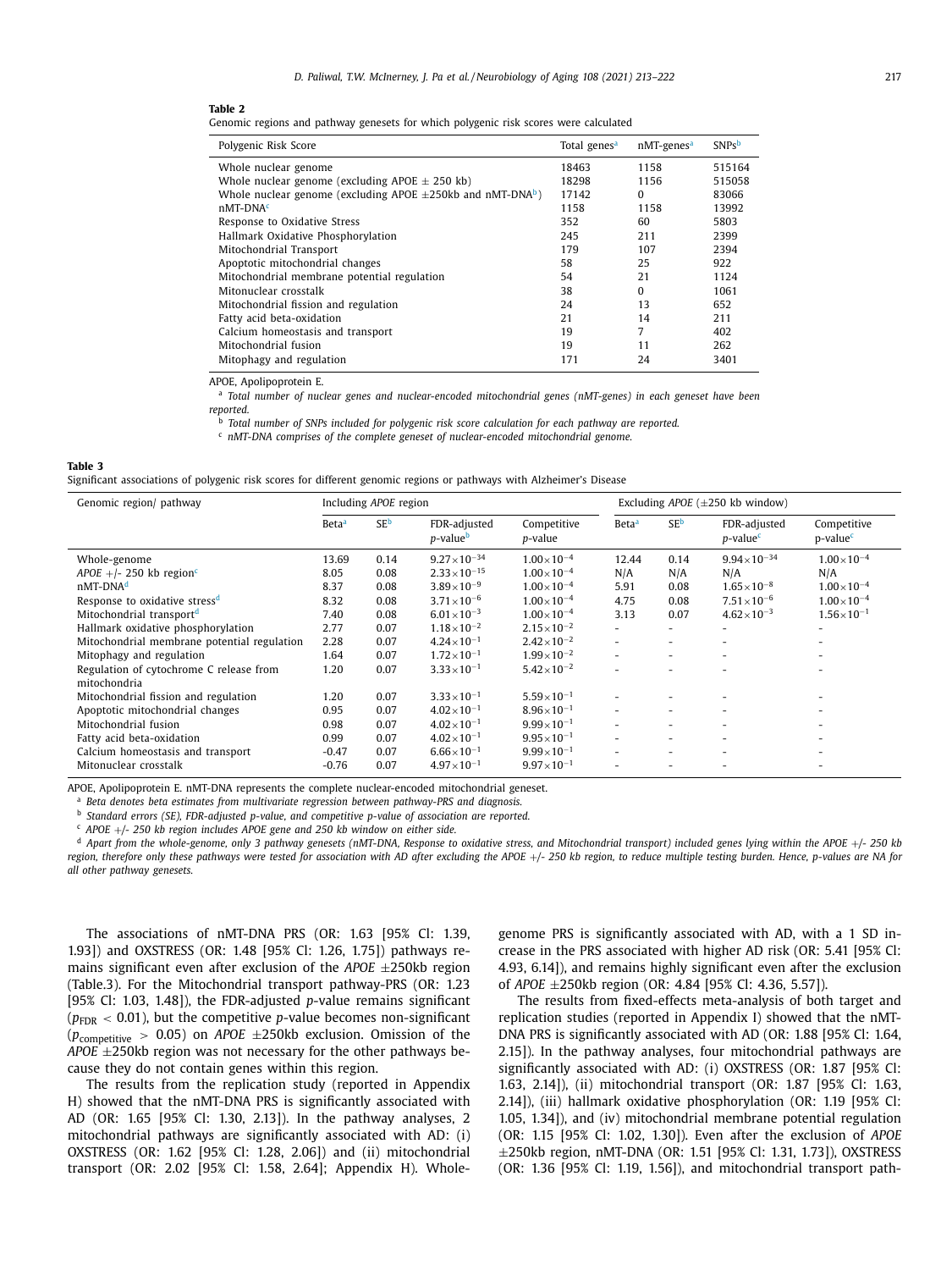**Table 2**

Genomic regions and pathway genesets for which polygenic risk scores were calculated

| Polygenic Risk Score | Total genes[a] | nMT-genes[a] | SNPs[b] |
|---|---|---|---|
| Whole nuclear genome | 18463 | 1158 | 515164 |
| Whole nuclear genome (excluding APOE ± 250 kb) | 18298 | 1156 | 515058 |
| Whole nuclear genome (excluding APOE ±250kb and nMT-DNA[b]) | 17142 | 0 | 83066 |
| nMT-DNA[c] | 1158 | 1158 | 13992 |
| Response to Oxidative Stress | 352 | 60 | 5803 |
| Hallmark Oxidative Phosphorylation | 245 | 211 | 2399 |
| Mitochondrial Transport | 179 | 107 | 2394 |
| Apoptotic mitochondrial changes | 58 | 25 | 922 |
| Mitochondrial membrane potential regulation | 54 | 21 | 1124 |
| Mitonuclear crosstalk | 38 | 0 | 1061 |
| Mitochondrial fission and regulation | 24 | 13 | 652 |
| Fatty acid beta-oxidation | 21 | 14 | 211 |
| Calcium homeostasis and transport | 19 | 7 | 402 |
| Mitochondrial fusion | 19 | 11 | 262 |
| Mitophagy and regulation | 171 | 24 | 3401 |

APOE, Apolipoprotein E.

[a] *Total number of nuclear genes and nuclear-encoded mitochondrial genes (nMT-genes) in each geneset have been reported.*

[b] *Total number of SNPs included for polygenic risk score calculation for each pathway are reported.*

[c] *nMT-DNA comprises of the complete geneset of nuclear-encoded mitochondrial genome.*

**Table 3**

Significant associations of polygenic risk scores for different genomic regions or pathways with Alzheimer's Disease

| Genomic region/ pathway | Including *APOE* region | | | | Excluding *APOE* (±250 kb window) | | | |
|---|---|---|---|---|---|---|---|---|
| | Beta[a] | SE[b] | FDR-adjusted *p*-value[b] | Competitive *p*-value | Beta[a] | SE[b] | FDR-adjusted *p*-value[c] | Competitive p-value[c] |
| Whole-genome | 13.69 | 0.14 | $9.27\times10^{-34}$ | $1.00\times10^{-4}$ | 12.44 | 0.14 | $9.94\times10^{-34}$ | $1.00\times10^{-4}$ |
| *APOE* +/- 250 kb region[c] | 8.05 | 0.08 | $2.33\times10^{-15}$ | $1.00\times10^{-4}$ | N/A | N/A | N/A | N/A |
| nMT-DNA[d] | 8.37 | 0.08 | $3.89\times10^{-9}$ | $1.00\times10^{-4}$ | 5.91 | 0.08 | $1.65\times10^{-8}$ | $1.00\times10^{-4}$ |
| Response to oxidative stress[d] | 8.32 | 0.08 | $3.71\times10^{-6}$ | $1.00\times10^{-4}$ | 4.75 | 0.08 | $7.51\times10^{-6}$ | $1.00\times10^{-4}$ |
| Mitochondrial transport[d] | 7.40 | 0.08 | $6.01\times10^{-3}$ | $1.00\times10^{-4}$ | 3.13 | 0.07 | $4.62\times10^{-3}$ | $1.56\times10^{-1}$ |
| Hallmark oxidative phosphorylation | 2.77 | 0.07 | $1.18\times10^{-2}$ | $2.15\times10^{-2}$ | - | - | - | - |
| Mitochondrial membrane potential regulation | 2.28 | 0.07 | $4.24\times10^{-1}$ | $2.42\times10^{-2}$ | - | - | - | - |
| Mitophagy and regulation | 1.64 | 0.07 | $1.72\times10^{-1}$ | $1.99\times10^{-2}$ | - | - | - | - |
| Regulation of cytochrome C release from mitochondria | 1.20 | 0.07 | $3.33\times10^{-1}$ | $5.42\times10^{-2}$ | - | - | - | - |
| Mitochondrial fission and regulation | 1.20 | 0.07 | $3.33\times10^{-1}$ | $5.59\times10^{-1}$ | - | - | - | - |
| Apoptotic mitochondrial changes | 0.95 | 0.07 | $4.02\times10^{-1}$ | $8.96\times10^{-1}$ | - | - | - | - |
| Mitochondrial fusion | 0.98 | 0.07 | $4.02\times10^{-1}$ | $9.99\times10^{-1}$ | - | - | - | - |
| Fatty acid beta-oxidation | 0.99 | 0.07 | $4.02\times10^{-1}$ | $9.95\times10^{-1}$ | - | - | - | - |
| Calcium homeostasis and transport | -0.47 | 0.07 | $6.66\times10^{-1}$ | $9.99\times10^{-1}$ | - | - | - | - |
| Mitonuclear crosstalk | -0.76 | 0.07 | $4.97\times10^{-1}$ | $9.97\times10^{-1}$ | - | - | - | - |

APOE, Apolipoprotein E. nMT-DNA represents the complete nuclear-encoded mitochondrial geneset.

[a] *Beta denotes beta estimates from multivariate regression between pathway-PRS and diagnosis.*

[b] *Standard errors (SE), FDR-adjusted p-value, and competitive p-value of association are reported.*

[c] *APOE +/- 250 kb region includes APOE gene and 250 kb window on either side.*

[d] *Apart from the whole-genome, only 3 pathway genesets (nMT-DNA, Response to oxidative stress, and Mitochondrial transport) included genes lying within the APOE +/- 250 kb region, therefore only these pathways were tested for association with AD after excluding the APOE +/- 250 kb region, to reduce multiple testing burden. Hence, p-values are NA for all other pathway genesets.*

The associations of nMT-DNA PRS (OR: 1.63 [95% CI: 1.39, 1.93]) and OXSTRESS (OR: 1.48 [95% CI: 1.26, 1.75]) pathways remains significant even after exclusion of the *APOE* ±250kb region (Table.3). For the Mitochondrial transport pathway-PRS (OR: 1.23 [95% CI: 1.03, 1.48]), the FDR-adjusted *p*-value remains significant ($p_{FDR} < 0.01$), but the competitive *p*-value becomes non-significant ($p_{competitive} > 0.05$) on *APOE* ±250kb exclusion. Omission of the *APOE* ±250kb region was not necessary for the other pathways because they do not contain genes within this region.

The results from the replication study (reported in Appendix H) showed that the nMT-DNA PRS is significantly associated with AD (OR: 1.65 [95% CI: 1.30, 2.13]). In the pathway analyses, 2 mitochondrial pathways are significantly associated with AD: (i) OXSTRESS (OR: 1.62 [95% CI: 1.28, 2.06]) and (ii) mitochondrial transport (OR: 2.02 [95% CI: 1.58, 2.64]; Appendix H). Whole-genome PRS is significantly associated with AD, with a 1 SD increase in the PRS associated with higher AD risk (OR: 5.41 [95% CI: 4.93, 6.14]), and remains highly significant even after the exclusion of *APOE* ±250kb region (OR: 4.84 [95% CI: 4.36, 5.57]).

The results from fixed-effects meta-analysis of both target and replication studies (reported in Appendix I) showed that the nMT-DNA PRS is significantly associated with AD (OR: 1.88 [95% CI: 1.64, 2.15]). In the pathway analyses, four mitochondrial pathways are significantly associated with AD: (i) OXSTRESS (OR: 1.87 [95% CI: 1.63, 2.14]), (ii) mitochondrial transport (OR: 1.87 [95% CI: 1.63, 2.14]), (iii) hallmark oxidative phosphorylation (OR: 1.19 [95% CI: 1.05, 1.34]), and (iv) mitochondrial membrane potential regulation (OR: 1.15 [95% CI: 1.02, 1.30]). Even after the exclusion of *APOE* ±250kb region, nMT-DNA (OR: 1.51 [95% CI: 1.31, 1.73]), OXSTRESS (OR: 1.36 [95% CI: 1.19, 1.56]), and mitochondrial transport path-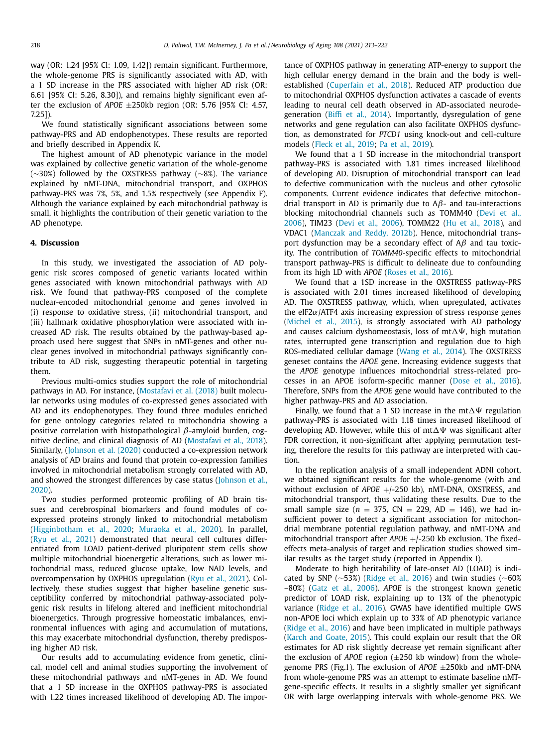way (OR: 1.24 [95% CI: 1.09, 1.42]) remain significant. Furthermore, the whole-genome PRS is significantly associated with AD, with a 1 SD increase in the PRS associated with higher AD risk (OR: 6.61 [95% CI: 5.26, 8.30]), and remains highly significant even after the exclusion of *APOE* ±250kb region (OR: 5.76 [95% CI: 4.57, 7.25]).

We found statistically significant associations between some pathway-PRS and AD endophenotypes. These results are reported and briefly described in Appendix K.

The highest amount of AD phenotypic variance in the model was explained by collective genetic variation of the whole-genome (~30%) followed by the OXSTRESS pathway (~8%). The variance explained by nMT-DNA, mitochondrial transport, and OXPHOS pathway-PRS was 7%, 5%, and 1.5% respectively (see Appendix F). Although the variance explained by each mitochondrial pathway is small, it highlights the contribution of their genetic variation to the AD phenotype.

## 4. Discussion

In this study, we investigated the association of AD polygenic risk scores composed of genetic variants located within genes associated with known mitochondrial pathways with AD risk. We found that pathway-PRS composed of the complete nuclear-encoded mitochondrial genome and genes involved in (i) response to oxidative stress, (ii) mitochondrial transport, and (iii) hallmark oxidative phosphorylation were associated with increased AD risk. The results obtained by the pathway-based approach used here suggest that SNPs in nMT-genes and other nuclear genes involved in mitochondrial pathways significantly contribute to AD risk, suggesting therapeutic potential in targeting them.

Previous multi-omics studies support the role of mitochondrial pathways in AD. For instance, (Mostafavi et al. (2018) built molecular networks using modules of co-expressed genes associated with AD and its endophenotypes. They found three modules enriched for gene ontology categories related to mitochondria showing a positive correlation with histopathological β-amyloid burden, cognitive decline, and clinical diagnosis of AD (Mostafavi et al., 2018). Similarly, (Johnson et al. (2020) conducted a co-expression network analysis of AD brains and found that protein co-expression families involved in mitochondrial metabolism strongly correlated with AD, and showed the strongest differences by case status (Johnson et al., 2020).

Two studies performed proteomic profiling of AD brain tissues and cerebrospinal biomarkers and found modules of co-expressed proteins strongly linked to mitochondrial metabolism (Higginbotham et al., 2020; Muraoka et al., 2020). In parallel, (Ryu et al., 2021) demonstrated that neural cell cultures differentiated from LOAD patient-derived pluripotent stem cells show multiple mitochondrial bioenergetic alterations, such as lower mitochondrial mass, reduced glucose uptake, low NAD levels, and overcompensation by OXPHOS upregulation (Ryu et al., 2021). Collectively, these studies suggest that higher baseline genetic susceptibility conferred by mitochondrial pathway-associated polygenic risk results in lifelong altered and inefficient mitochondrial bioenergetics. Through progressive homeostatic imbalances, environmental influences with aging and accumulation of mutations, this may exacerbate mitochondrial dysfunction, thereby predisposing higher AD risk.

Our results add to accumulating evidence from genetic, clinical, model cell and animal studies supporting the involvement of these mitochondrial pathways and nMT-genes in AD. We found that a 1 SD increase in the OXPHOS pathway-PRS is associated with 1.22 times increased likelihood of developing AD. The importance of OXPHOS pathway in generating ATP-energy to support the high cellular energy demand in the brain and the body is well-established (Cuperfain et al., 2018). Reduced ATP production due to mitochondrial OXPHOS dysfunction activates a cascade of events leading to neural cell death observed in AD-associated neurodegeneration (Biffi et al., 2014). Importantly, dysregulation of gene networks and gene regulation can also facilitate OXPHOS dysfunction, as demonstrated for *PTCD1* using knock-out and cell-culture models (Fleck et al., 2019; Pa et al., 2019).

We found that a 1 SD increase in the mitochondrial transport pathway-PRS is associated with 1.81 times increased likelihood of developing AD. Disruption of mitochondrial transport can lead to defective communication with the nucleus and other cytosolic components. Current evidence indicates that defective mitochondrial transport in AD is primarily due to Aβ- and tau-interactions blocking mitochondrial channels such as TOMM40 (Devi et al., 2006), TIM23 (Devi et al., 2006), TOMM22 (Hu et al., 2018), and VDAC1 (Manczak and Reddy, 2012b). Hence, mitochondrial transport dysfunction may be a secondary effect of Aβ and tau toxicity. The contribution of *TOMM40*-specific effects to mitochondrial transport pathway-PRS is difficult to delineate due to confounding from its high LD with *APOE* (Roses et al., 2016).

We found that a 1SD increase in the OXSTRESS pathway-PRS is associated with 2.01 times increased likelihood of developing AD. The OXSTRESS pathway, which, when upregulated, activates the eIF2α/ATF4 axis increasing expression of stress response genes (Michel et al., 2015), is strongly associated with AD pathology and causes calcium dyshomeostasis, loss of mtΔΨ, high mutation rates, interrupted gene transcription and regulation due to high ROS-mediated cellular damage (Wang et al., 2014). The OXSTRESS geneset contains the *APOE* gene. Increasing evidence suggests that the *APOE* genotype influences mitochondrial stress-related processes in an APOE isoform-specific manner (Dose et al., 2016). Therefore, SNPs from the *APOE* gene would have contributed to the higher pathway-PRS and AD association.

Finally, we found that a 1 SD increase in the mtΔΨ regulation pathway-PRS is associated with 1.18 times increased likelihood of developing AD. However, while this of mtΔΨ was significant after FDR correction, it non-significant after applying permutation testing, therefore the results for this pathway are interpreted with caution.

In the replication analysis of a small independent ADNI cohort, we obtained significant results for the whole-genome (with and without exclusion of *APOE* +/-250 kb), nMT-DNA, OXSTRESS, and mitochondrial transport, thus validating these results. Due to the small sample size ($n$ = 375, CN = 229, AD = 146), we had insufficient power to detect a significant association for mitochondrial membrane potential regulation pathway, and nMT-DNA and mitochondrial transport after *APOE* +/-250 kb exclusion. The fixed-effects meta-analysis of target and replication studies showed similar results as the target study (reported in Appendix I).

Moderate to high heritability of late-onset AD (LOAD) is indicated by SNP (~53%) (Ridge et al., 2016) and twin studies (~60% –80%) (Gatz et al., 2006). *APOE* is the strongest known genetic predictor of LOAD risk, explaining up to 13% of the phenotypic variance (Ridge et al., 2016). GWAS have identified multiple GWS non-APOE loci which explain up to 33% of AD phenotypic variance (Ridge et al., 2016) and have been implicated in multiple pathways (Karch and Goate, 2015). This could explain our result that the OR estimates for AD risk slightly decrease yet remain significant after the exclusion of *APOE* region (±250 kb window) from the whole-genome PRS (Fig.1). The exclusion of *APOE* ±250kb and nMT-DNA from whole-genome PRS was an attempt to estimate baseline nMT-gene-specific effects. It results in a slightly smaller yet significant OR with large overlapping intervals with whole-genome PRS. We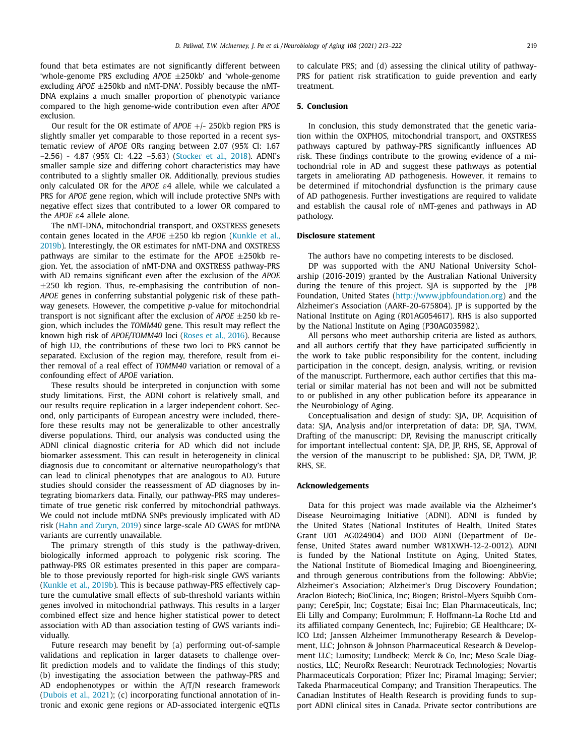found that beta estimates are not significantly different between 'whole-genome PRS excluding *APOE* ±250kb' and 'whole-genome excluding *APOE* ±250kb and nMT-DNA'. Possibly because the nMT-DNA explains a much smaller proportion of phenotypic variance compared to the high genome-wide contribution even after *APOE* exclusion.

Our result for the OR estimate of *APOE* +/- 250kb region PRS is slightly smaller yet comparable to those reported in a recent systematic review of *APOE* ORs ranging between 2.07 (95% Cl: 1.67 –2.56) - 4.87 (95% Cl: 4.22 –5.63) (Stocker et al., 2018). ADNI's smaller sample size and differing cohort characteristics may have contributed to a slightly smaller OR. Additionally, previous studies only calculated OR for the *APOE* $\varepsilon$4 allele, while we calculated a PRS for *APOE* gene region, which will include protective SNPs with negative effect sizes that contributed to a lower OR compared to the *APOE* $\varepsilon$4 allele alone.

The nMT-DNA, mitochondrial transport, and OXSTRESS genesets contain genes located in the *APOE* ±250 kb region (Kunkle et al., 2019b). Interestingly, the OR estimates for nMT-DNA and OXSTRESS pathways are similar to the estimate for the APOE ±250kb region. Yet, the association of nMT-DNA and OXSTRESS pathway-PRS with AD remains significant even after the exclusion of the *APOE* ±250 kb region. Thus, re-emphasising the contribution of non-*APOE* genes in conferring substantial polygenic risk of these pathway genesets. However, the competitive *p*-value for mitochondrial transport is not significant after the exclusion of *APOE* ±250 kb region, which includes the *TOMM40* gene. This result may reflect the known high risk of *APOE*/*TOMM40* loci (Roses et al., 2016). Because of high LD, the contributions of these two loci to PRS cannot be separated. Exclusion of the region may, therefore, result from either removal of a real effect of *TOMM40* variation or removal of a confounding effect of *APOE* variation.

These results should be interpreted in conjunction with some study limitations. First, the ADNI cohort is relatively small, and our results require replication in a larger independent cohort. Second, only participants of European ancestry were included, therefore these results may not be generalizable to other ancestrally diverse populations. Third, our analysis was conducted using the ADNI clinical diagnostic criteria for AD which did not include biomarker assessment. This can result in heterogeneity in clinical diagnosis due to concomitant or alternative neuropathology's that can lead to clinical phenotypes that are analogous to AD. Future studies should consider the reassessment of AD diagnoses by integrating biomarkers data. Finally, our pathway-PRS may underestimate of true genetic risk conferred by mitochondrial pathways. We could not include mtDNA SNPs previously implicated with AD risk (Hahn and Zuryn, 2019) since large-scale AD GWAS for mtDNA variants are currently unavailable.

The primary strength of this study is the pathway-driven, biologically informed approach to polygenic risk scoring. The pathway-PRS OR estimates presented in this paper are comparable to those previously reported for high-risk single GWS variants (Kunkle et al., 2019b). This is because pathway-PRS effectively capture the cumulative small effects of sub-threshold variants within genes involved in mitochondrial pathways. This results in a larger combined effect size and hence higher statistical power to detect association with AD than association testing of GWS variants individually.

Future research may benefit by (a) performing out-of-sample validations and replication in larger datasets to challenge overfit prediction models and to validate the findings of this study; (b) investigating the association between the pathway-PRS and AD endophenotypes or within the A/T/N research framework (Dubois et al., 2021); (c) incorporating functional annotation of intronic and exonic gene regions or AD-associated intergenic eQTLs to calculate PRS; and (d) assessing the clinical utility of pathway-PRS for patient risk stratification to guide prevention and early treatment.

## 5. Conclusion

In conclusion, this study demonstrated that the genetic variation within the OXPHOS, mitochondrial transport, and OXSTRESS pathways captured by pathway-PRS significantly influences AD risk. These findings contribute to the growing evidence of a mitochondrial role in AD and suggest these pathways as potential targets in ameliorating AD pathogenesis. However, it remains to be determined if mitochondrial dysfunction is the primary cause of AD pathogenesis. Further investigations are required to validate and establish the causal role of nMT-genes and pathways in AD pathology.

## Disclosure statement

The authors have no competing interests to be disclosed.

DP was supported with the ANU National University Scholarship (2016-2019) granted by the Australian National University during the tenure of this project. SJA is supported by the JPB Foundation, United States (http://www.jpbfoundation.org) and the Alzheimer's Association (AARF-20-675804). JP is supported by the National Institute on Aging (R01AG054617). RHS is also supported by the National Institute on Aging (P30AG035982).

All persons who meet authorship criteria are listed as authors, and all authors certify that they have participated sufficiently in the work to take public responsibility for the content, including participation in the concept, design, analysis, writing, or revision of the manuscript. Furthermore, each author certifies that this material or similar material has not been and will not be submitted to or published in any other publication before its appearance in the Neurobiology of Aging.

Conceptualisation and design of study: SJA, DP, Acquisition of data: SJA, Analysis and/or interpretation of data: DP, SJA, TWM, Drafting of the manuscript: DP, Revising the manuscript critically for important intellectual content: SJA, DP, JP, RHS, SE, Approval of the version of the manuscript to be published: SJA, DP, TWM, JP, RHS, SE.

## Acknowledgements

Data for this project was made available via the Alzheimer's Disease Neuroimaging Initiative (ADNI). ADNI is funded by the United States (National Institutes of Health, United States Grant U01 AG024904) and DOD ADNI (Department of Defense, United States award number W81XWH-12-2-0012). ADNI is funded by the National Institute on Aging, United States, the National Institute of Biomedical Imaging and Bioengineering, and through generous contributions from the following: AbbVie; Alzheimer's Association; Alzheimer's Drug Discovery Foundation; Araclon Biotech; BioClinica, Inc; Biogen; Bristol-Myers Squibb Company; CereSpir, Inc; Cogstate; Eisai Inc; Elan Pharmaceuticals, Inc; Eli Lilly and Company; EuroImmun; F. Hoffmann-La Roche Ltd and its affiliated company Genentech, Inc; Fujirebio; GE Healthcare; IXICO Ltd; Janssen Alzheimer Immunotherapy Research & Development, LLC; Johnson & Johnson Pharmaceutical Research & Development LLC; Lumosity; Lundbeck; Merck & Co, Inc; Meso Scale Diagnostics, LLC; NeuroRx Research; Neurotrack Technologies; Novartis Pharmaceuticals Corporation; Pfizer Inc; Piramal Imaging; Servier; Takeda Pharmaceutical Company; and Transition Therapeutics. The Canadian Institutes of Health Research is providing funds to support ADNI clinical sites in Canada. Private sector contributions are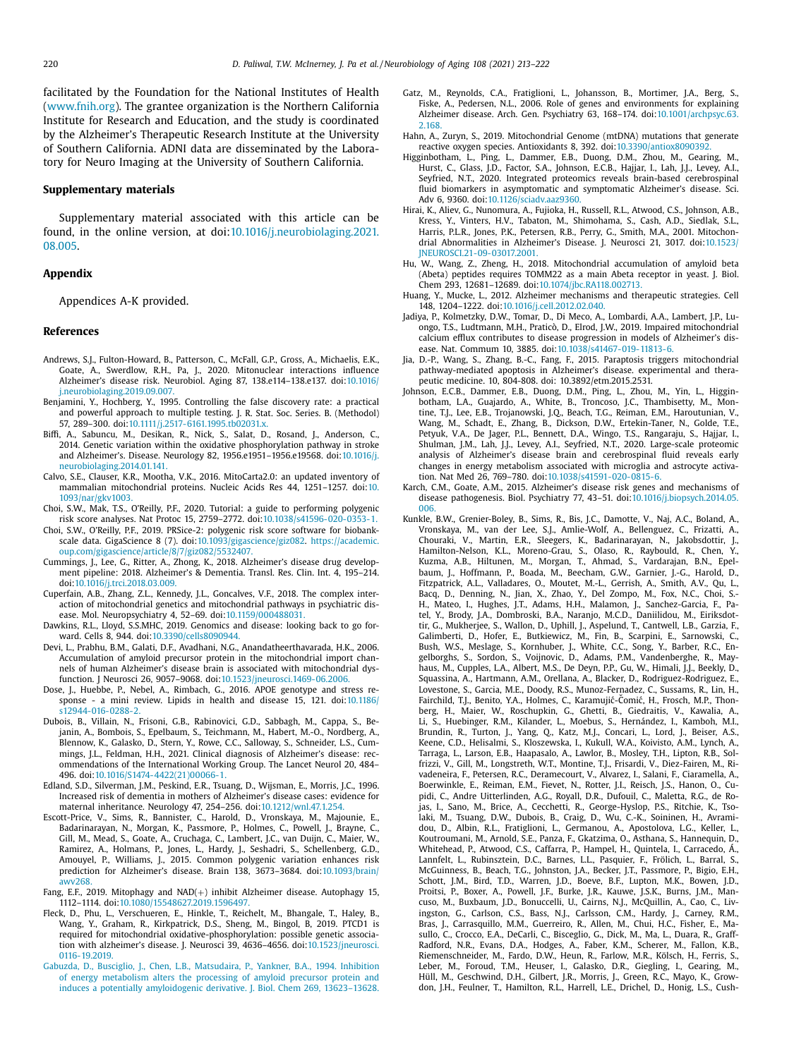facilitated by the Foundation for the National Institutes of Health (www.fnih.org). The grantee organization is the Northern California Institute for Research and Education, and the study is coordinated by the Alzheimer's Therapeutic Research Institute at the University of Southern California. ADNI data are disseminated by the Laboratory for Neuro Imaging at the University of Southern California.

## Supplementary materials

Supplementary material associated with this article can be found, in the online version, at doi:10.1016/j.neurobiolaging.2021.08.005.

## Appendix

Appendices A-K provided.

## References

Andrews, S.J., Fulton-Howard, B., Patterson, C., McFall, G.P., Gross, A., Michaelis, E.K., Goate, A., Swerdlow, R.H., Pa, J., 2020. Mitonuclear interactions influence Alzheimer's disease risk. Neurobiol. Aging 87, 138.e114–138.e137. doi:10.1016/j.neurobiolaging.2019.09.007.

Benjamini, Y., Hochberg, Y., 1995. Controlling the false discovery rate: a practical and powerful approach to multiple testing. J. R. Stat. Soc. Series. B. (Methodol) 57, 289–300. doi:10.1111/j.2517-6161.1995.tb02031.x.

Biffi, A., Sabuncu, M., Desikan, R., Nick, S., Salat, D., Rosand, J., Anderson, C., 2014. Genetic variation within the oxidative phosphorylation pathway in stroke and Alzheimer's. Disease. Neurology 82, 1956.e1951–1956.e19568. doi:10.1016/j.neurobiolaging.2014.01.141.

Calvo, S.E., Clauser, K.R., Mootha, V.K., 2016. MitoCarta2.0: an updated inventory of mammalian mitochondrial proteins. Nucleic Acids Res 44, 1251–1257. doi:10.1093/nar/gkv1003.

Choi, S.W., Mak, T.S., O'Reilly, P.F., 2020. Tutorial: a guide to performing polygenic risk score analyses. Nat Protoc 15, 2759–2772. doi:10.1038/s41596-020-0353-1.

Choi, S.W., O'Reilly, P.F., 2019. PRSice-2: polygenic risk score software for biobank-scale data. GigaScience 8 (7). doi:10.1093/gigascience/giz082. https://academic.oup.com/gigascience/article/8/7/giz082/5532407.

Cummings, J., Lee, G., Ritter, A., Zhong, K., 2018. Alzheimer's disease drug development pipeline: 2018. Alzheimer's & Dementia. Transl. Res. Clin. Int. 4, 195–214. doi:10.1016/j.trci.2018.03.009.

Cuperfain, A.B., Zhang, Z.L., Kennedy, J.L., Goncalves, V.F., 2018. The complex interaction of mitochondrial genetics and mitochondrial pathways in psychiatric disease. Mol. Neuropsychiatry 4, 52–69. doi:10.1159/000488031.

Dawkins, R.L., Lloyd, S.S.MHC, 2019. Genomics and disease: looking back to go forward. Cells 8, 944. doi:10.3390/cells8090944.

Devi, L., Prabhu, B.M., Galati, D.F., Avadhani, N.G., Anandatheerthavarada, H.K., 2006. Accumulation of amyloid precursor protein in the mitochondrial import channels of human Alzheimer's disease brain is associated with mitochondrial dysfunction. J Neurosci 26, 9057–9068. doi:10.1523/jneurosci.1469-06.2006.

Dose, J., Huebbe, P., Nebel, A., Rimbach, G., 2016. APOE genotype and stress response - a mini review. Lipids in health and disease 15, 121. doi:10.1186/s12944-016-0288-2.

Dubois, B., Villain, N., Frisoni, G.B., Rabinovici, G.D., Sabbagh, M., Cappa, S., Bejanin, A., Bombois, S., Epelbaum, S., Teichmann, M., Habert, M.-O., Nordberg, A., Blennow, K., Galasko, D., Stern, Y., Rowe, C.C., Salloway, S., Schneider, L.S., Cummings, J.L., Feldman, H.H., 2021. Clinical diagnosis of Alzheimer's disease: recommendations of the International Working Group. The Lancet Neurol 20, 484–496. doi:10.1016/S1474-4422(21)00066-1.

Edland, S.D., Silverman, J.M., Peskind, E.R., Tsuang, D., Wijsman, E., Morris, J.C., 1996. Increased risk of dementia in mothers of Alzheimer's disease cases: evidence for maternal inheritance. Neurology 47, 254–256. doi:10.1212/wnl.47.1.254.

Escott-Price, V., Sims, R., Bannister, C., Harold, D., Vronskaya, M., Majounie, E., Badarinarayan, N., Morgan, K., Passmore, P., Holmes, C., Powell, J., Brayne, C., Gill, M., Mead, S., Goate, A., Cruchaga, C., Lambert, J.C., van Duijn, C., Maier, W., Ramirez, A., Holmans, P., Jones, L., Hardy, J., Seshadri, S., Schellenberg, G.D., Amouyel, P., Williams, J., 2015. Common polygenic variation enhances risk prediction for Alzheimer's disease. Brain 138, 3673–3684. doi:10.1093/brain/awv268.

Fang, E.F., 2019. Mitophagy and NAD(+) inhibit Alzheimer disease. Autophagy 15, 1112–1114. doi:10.1080/15548627.2019.1596497.

Fleck, D., Phu, L., Verschueren, E., Hinkle, T., Reichelt, M., Bhangale, T., Haley, B., Wang, Y., Graham, R., Kirkpatrick, D.S., Sheng, M., Bingol, B, 2019. PTCD1 is required for mitochondrial oxidative-phosphorylation: possible genetic association with alzheimer's disease. J. Neurosci 39, 4636–4656. doi:10.1523/jneurosci.0116-19.2019.

Gabuzda, D., Busciglio, J., Chen, L.B., Matsudaira, P., Yankner, B.A., 1994. Inhibition of energy metabolism alters the processing of amyloid precursor protein and induces a potentially amyloidogenic derivative. J. Biol. Chem 269, 13623–13628.

Gatz, M., Reynolds, C.A., Fratiglioni, L., Johansson, B., Mortimer, J.A., Berg, S., Fiske, A., Pedersen, N.L., 2006. Role of genes and environments for explaining Alzheimer disease. Arch. Gen. Psychiatry 63, 168–174. doi:10.1001/archpsyc.63.2.168.

Hahn, A., Zuryn, S., 2019. Mitochondrial Genome (mtDNA) mutations that generate reactive oxygen species. Antioxidants 8, 392. doi:10.3390/antiox8090392.

Higginbotham, L., Ping, L., Dammer, E.B., Duong, D.M., Zhou, M., Gearing, M., Hurst, C., Glass, J.D., Factor, S.A., Johnson, E.C.B., Hajjar, I., Lah, J.J., Levey, A.I., Seyfried, N.T., 2020. Integrated proteomics reveals brain-based cerebrospinal fluid biomarkers in asymptomatic and symptomatic Alzheimer's disease. Sci. Adv 6, 9360. doi:10.1126/sciadv.aaz9360.

Hirai, K., Aliev, G., Nunomura, A., Fujioka, H., Russell, R.L., Atwood, C.S., Johnson, A.B., Kress, Y., Vinters, H.V., Tabaton, M., Shimohama, S., Cash, A.D., Siedlak, S.L., Harris, P.L.R., Jones, P.K., Petersen, R.B., Perry, G., Smith, M.A., 2001. Mitochondrial Abnormalities in Alzheimer's Disease. J. Neurosci 21, 3017. doi:10.1523/JNEUROSCI.21-09-03017.2001.

Hu, W., Wang, Z., Zheng, H., 2018. Mitochondrial accumulation of amyloid beta (Abeta) peptides requires TOMM22 as a main Abeta receptor in yeast. J. Biol. Chem 293, 12681–12689. doi:10.1074/jbc.RA118.002713.

Huang, Y., Mucke, L., 2012. Alzheimer mechanisms and therapeutic strategies. Cell 148, 1204–1222. doi:10.1016/j.cell.2012.02.040.

Jadiya, P., Kolmetzky, D.W., Tomar, D., Di Meco, A., Lombardi, A.A., Lambert, J.P., Luongo, T.S., Ludtmann, M.H., Praticò, D., Elrod, J.W., 2019. Impaired mitochondrial calcium efflux contributes to disease progression in models of Alzheimer's disease. Nat. Commum 10, 3885. doi:10.1038/s41467-019-11813-6.

Jia, D.-P., Wang, S., Zhang, B.-C., Fang, F., 2015. Paraptosis triggers mitochondrial pathway-mediated apoptosis in Alzheimer's disease. experimental and therapeutic medicine. 10, 804-808. doi: 10.3892/etm.2015.2531.

Johnson, E.C.B., Dammer, E.B., Duong, D.M., Ping, L., Zhou, M., Yin, L., Higginbotham, L.A., Guajardo, A., White, B., Troncoso, J.C., Thambisetty, M., Montine, T.J., Lee, E.B., Trojanowski, J.Q., Beach, T.G., Reiman, E.M., Haroutunian, V., Wang, M., Schadt, E., Zhang, B., Dickson, D.W., Ertekin-Taner, N., Golde, T.E., Petyuk, V.A., De Jager, P.L., Bennett, D.A., Wingo, T.S., Rangaraju, S., Hajjar, I., Shulman, J.M., Lah, J.J., Levey, A.I., Seyfried, N.T., 2020. Large-scale proteomic analysis of Alzheimer's disease brain and cerebrospinal fluid reveals early changes in energy metabolism associated with microglia and astrocyte activation. Nat Med 26, 769–780. doi:10.1038/s41591-020-0815-6.

Karch, C.M., Goate, A.M., 2015. Alzheimer's disease risk genes and mechanisms of disease pathogenesis. Biol. Psychiatry 77, 43–51. doi:10.1016/j.biopsych.2014.05.006.

Kunkle, B.W., Grenier-Boley, B., Sims, R., Bis, J.C., Damotte, V., Naj, A.C., Boland, A., Vronskaya, M., van der Lee, S.J., Amlie-Wolf, A., Bellenguez, C., Frizatti, A., Chouraki, V., Martin, E.R., Sleegers, K., Badarinarayan, N., Jakobsdottir, J., Hamilton-Nelson, K.L., Moreno-Grau, S., Olaso, R., Raybould, R., Chen, Y., Kuzma, A.B., Hiltunen, M., Morgan, T., Ahmad, S., Vardarajan, B.N., Epelbaum, J., Hoffmann, P., Boada, M., Beecham, G.W., Garnier, J.-G., Harold, D., Fitzpatrick, A.L., Valladares, O., Moutet, M.-L., Gerrish, A., Smith, A.V., Qu, L., Bacq, D., Denning, N., Jian, X., Zhao, Y., Del Zompo, M., Fox, N.C., Choi, S.-H., Mateo, I., Hughes, J.T., Adams, H.H., Malamon, J., Sanchez-Garcia, F., Patel, Y., Brody, J.A., Dombroski, B.A., Naranjo, M.C.D., Daniilidou, M., Eiriksdottir, G., Mukherjee, S., Wallon, D., Uphill, J., Aspelund, T., Cantwell, L.B., Garzia, F., Galimberti, D., Hofer, E., Butkiewicz, M., Fin, B., Scarpini, E., Sarnowski, C., Bush, W.S., Meslage, S., Kornhuber, J., White, C.C., Song, Y., Barber, R.C., Engelborghs, S., Sordon, S., Voijnovic, D., Adams, P.M., Vandenberghe, R., Mayhaus, M., Cupples, L.A., Albert, M.S., De Deyn, P.P., Gu, W., Himali, J.J., Beekly, D., Squassina, A., Hartmann, A.M., Orellana, A., Blacker, D., Rodriguez-Rodriguez, E., Lovestone, S., Garcia, M.E., Doody, R.S., Munoz-Fernadez, C., Sussams, R., Lin, H., Fairchild, T.J., Benito, Y.A., Holmes, C., Karamujić-Čomić, H., Frosch, M.P., Thonberg, H., Maier, W., Roschupkin, G., Ghetti, B., Giedraitis, V., Kawalia, A., Li, S., Huebinger, R.M., Kilander, L., Moebus, S., Hernández, I., Kamboh, M.I., Brundin, R., Turton, J., Yang, Q., Katz, M.J., Concari, L., Lord, J., Beiser, A.S., Keene, C.D., Helisalmi, S., Kloszewska, I., Kukull, W.A., Koivisto, A.M., Lynch, A., Tarraga, L., Larson, E.B., Haapasalo, A., Lawlor, B., Mosley, T.H., Lipton, R.B., Solfrizzi, V., Gill, M., Longstreth, W.T., Montine, T.J., Frisardi, V., Diez-Fairen, M., Rivadeneira, F., Petersen, R.C., Deramecourt, V., Alvarez, I., Salani, F., Ciaramella, A., Boerwinkle, E., Reiman, E.M., Fievet, N., Rotter, J.I., Reisch, J.S., Hanon, O., Cupidi, C., Andre Uitterlinden, A.G., Royall, D.R., Dufouil, C., Maletta, R.G., de Rojas, I., Sano, M., Brice, A., Cecchetti, R., George-Hyslop, P.S., Ritchie, K., Tsolaki, M., Tsuang, D.W., Dubois, B., Craig, D., Wu, C.-K., Soininen, H., Avramidou, D., Albin, R.L., Fratiglioni, L., Germanou, A., Apostolova, L.G., Keller, L., Koutroumani, M., Arnold, S.E., Panza, F., Gkatzima, O., Asthana, S., Hannequin, D., Whitehead, P., Atwood, C.S., Caffarra, P., Hampel, H., Quintela, I., Carracedo, Á., Lannfelt, L., Rubinsztein, D.C., Barnes, L.L., Pasquier, F., Frölich, L., Barral, S., McGuinness, B., Beach, T.G., Johnston, J.A., Becker, J.T., Passmore, P., Bigio, E.H., Schott, J.M., Bird, T.D., Warren, J.D., Boeve, B.F., Lupton, M.K., Bowen, J.D., Proitsi, P., Boxer, A., Powell, J.F., Burke, J.R., Kauwe, J.S.K., Burns, J.M., Mancuso, M., Buxbaum, J.D., Bonuccelli, U., Cairns, N.J., McQuillin, A., Cao, C., Livingston, G., Carlson, C.S., Bass, N.J., Carlsson, C.M., Hardy, J., Carney, R.M., Bras, J., Carrasquillo, M.M., Guerreiro, R., Allen, M., Chui, H.C., Fisher, E., Masullo, C., Crocco, E.A., DeCarli, C., Bisceglio, G., Dick, M., Ma, L., Duara, R., Graff-Radford, N.R., Evans, D.A., Hodges, A., Faber, K.M., Scherer, M., Fallon, K.B., Riemenschneider, M., Fardo, D.W., Heun, R., Farlow, M.R., Kölsch, H., Ferris, S., Leber, M., Foroud, T.M., Heuser, I., Galasko, D.R., Giegling, I., Gearing, M., Hüll, M., Geschwind, D.H., Gilbert, J.R., Morris, J., Green, R.C., Mayo, K., Growdon, J.H., Feulner, T., Hamilton, R.L., Harrell, L.E., Drichel, D., Honig, L.S., Cush-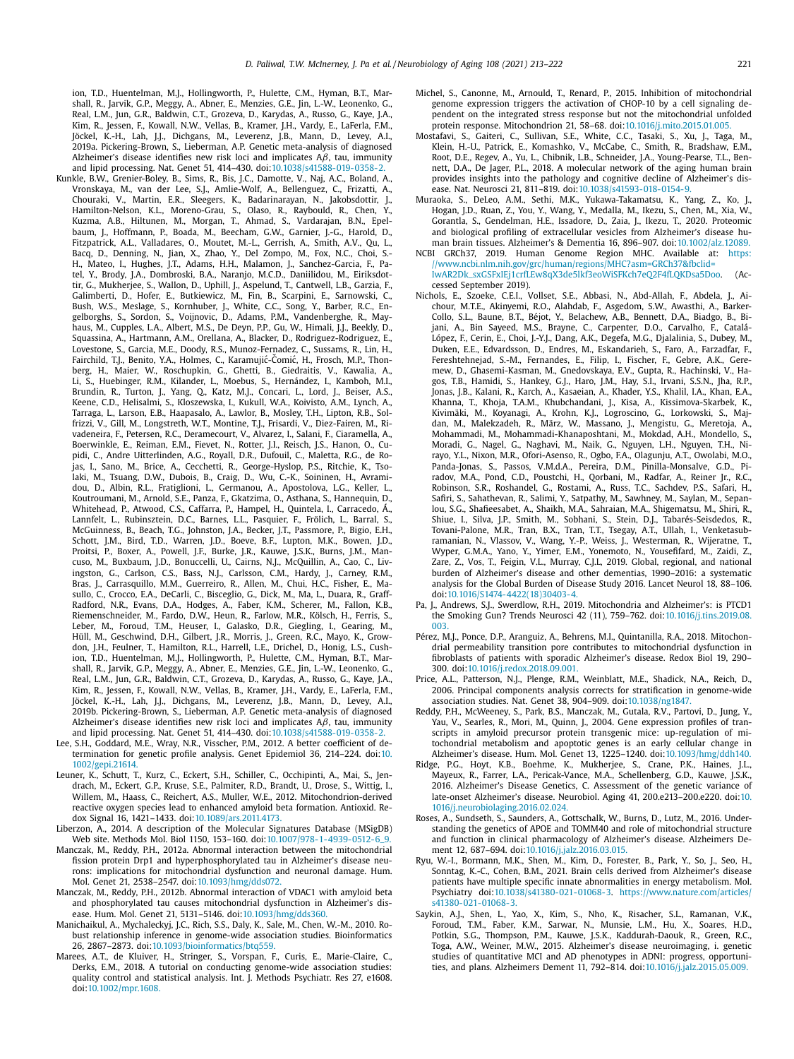ion, T.D., Huentelman, M.J., Hollingworth, P., Hulette, C.M., Hyman, B.T., Marshall, R., Jarvik, G.P., Meggy, A., Abner, E., Menzies, G.E., Jin, L.-W., Leonenko, G., Real, L.M., Jun, G.R., Baldwin, C.T., Grozeva, D., Karydas, A., Russo, G., Kaye, J.A., Kim, R., Jessen, F., Kowall, N.W., Vellas, B., Kramer, J.H., Vardy, E., LaFerla, F.M., Jöckel, K.-H., Lah, J.J., Dichgans, M., Leverenz, J.B., Mann, D., Levey, A.I., 2019a. Pickering-Brown, S., Lieberman, A.P. Genetic meta-analysis of diagnosed Alzheimer's disease identifies new risk loci and implicates A$\beta$, tau, immunity and lipid processing. Nat. Genet 51, 414–430. doi:10.1038/s41588-019-0358-2.

Kunkle, B.W., Grenier-Boley, B., Sims, R., Bis, J.C., Damotte, V., Naj, A.C., Boland, A., Vronskaya, M., van der Lee, S.J., Amlie-Wolf, A., Bellenguez, C., Frizatti, A., Chouraki, V., Martin, E.R., Sleegers, K., Badarinarayan, N., Jakobsdottir, J., Hamilton-Nelson, K.L., Moreno-Grau, S., Olaso, R., Raybould, R., Chen, Y., Kuzma, A.B., Hiltunen, M., Morgan, T., Ahmad, S., Vardarajan, B.N., Epelbaum, J., Hoffmann, P., Boada, M., Beecham, G.W., Garnier, J.-G., Harold, D., Fitzpatrick, A.L., Valladares, O., Moutet, M.-L., Gerrish, A., Smith, A.V., Qu, L., Bacq, D., Denning, N., Jian, X., Zhao, Y., Del Zompo, M., Fox, N.C., Choi, S.-H., Mateo, I., Hughes, J.T., Adams, H.H., Malamon, J., Sanchez-Garcia, F., Patel, Y., Brody, J.A., Dombroski, B.A., Naranjo, M.C.D., Daniilidou, M., Eiriksdottir, G., Mukherjee, S., Wallon, D., Uphill, J., Aspelund, T., Cantwell, L.B., Garzia, F., Galimberti, D., Hofer, E., Butkiewicz, M., Fin, B., Scarpini, E., Sarnowski, C., Bush, W.S., Meslage, S., Kornhuber, J., White, C.C., Song, Y., Barber, R.C., Engelborghs, S., Sordon, S., Voijnovic, D., Adams, P.M., Vandenberghe, R., Mayhaus, M., Cupples, L.A., Albert, M.S., De Deyn, P.P., Gu, W., Himali, J.J., Beekly, D., Squassina, A., Hartmann, A.M., Orellana, A., Blacker, D., Rodriguez-Rodriguez, E., Lovestone, S., Garcia, M.E., Doody, R.S., Munoz-Fernadez, C., Sussams, R., Lin, H., Fairchild, T.J., Benito, Y.A., Holmes, C., Karamujić-Čomić, H., Frosch, M.P., Thonberg, H., Maier, W., Roschupkin, G., Ghetti, B., Giedraitis, V., Kawalia, A., Li, S., Huebinger, R.M., Kilander, L., Moebus, S., Hernández, I., Kamboh, M.I., Brundin, R., Turton, J., Yang, Q., Katz, M.J., Concari, L., Lord, J., Beiser, A.S., Keene, C.D., Helisalmi, S., Kloszewska, I., Kukull, W.A., Koivisto, A.M., Lynch, A., Tarraga, L., Larson, E.B., Haapasalo, A., Lawlor, B., Mosley, T.H., Lipton, R.B., Solfrizzi, V., Gill, M., Longstreth, W.T., Montine, T.J., Frisardi, V., Diez-Fairen, M., Rivadeneira, F., Petersen, R.C., Deramecourt, V., Alvarez, I., Salani, F., Ciaramella, A., Boerwinkle, E., Reiman, E.M., Fievet, N., Rotter, J.I., Reisch, J.S., Hanon, O., Cupidi, C., Andre Uitterlinden, A.G., Royall, D.R., Dufouil, C., Maletta, R.G., de Rojas, I., Sano, M., Brice, A., Cecchetti, R., George-Hyslop, P.S., Ritchie, K., Tsolaki, M., Tsuang, D.W., Dubois, B., Craig, D., Wu, C.-K., Soininen, H., Avramidou, D., Albin, R.L., Fratiglioni, L., Germanou, A., Apostolova, L.G., Keller, L., Koutroumani, M., Arnold, S.E., Panza, F., Gkatzima, O., Asthana, S., Hannequin, D., Whitehead, P., Atwood, C.S., Caffarra, P., Hampel, H., Quintela, I., Carracedo, Á., Lannfelt, L., Rubinsztein, D.C., Barnes, L.L., Pasquier, F., Frölich, L., Barral, S., McGuinness, B., Beach, T.G., Johnston, J.A., Becker, J.T., Passmore, P., Bigio, E.H., Schott, J.M., Bird, T.D., Warren, J.D., Boeve, B.F., Lupton, M.K., Bowen, J.D., Proitsi, P., Boxer, A., Powell, J.F., Burke, J.R., Kauwe, J.S.K., Burns, J.M., Mancuso, M., Buxbaum, J.D., Bonuccelli, U., Cairns, N.J., McQuillin, A., Cao, C., Livingston, G., Carlson, C.S., Bass, N.J., Carlsson, C.M., Hardy, J., Carney, R.M., Bras, J., Carrasquillo, M.M., Guerreiro, R., Allen, M., Chui, H.C., Fisher, E., Masullo, C., Crocco, E.A., DeCarli, C., Bisceglio, G., Dick, M., Ma, L., Duara, R., Graff-Radford, N.R., Evans, D.A., Hodges, A., Faber, K.M., Scherer, M., Fallon, K.B., Riemenschneider, M., Fardo, D.W., Heun, R., Farlow, M.R., Kölsch, H., Ferris, S., Leber, M., Foroud, T.M., Heuser, I., Galasko, D.R., Giegling, I., Gearing, M., Hüll, M., Geschwind, D.H., Gilbert, J.R., Morris, J., Green, R.C., Mayo, K., Growdon, J.H., Feulner, T., Hamilton, R.L., Harrell, L.E., Drichel, D., Honig, L.S., Cushion, T.D., Huentelman, M.J., Hollingworth, P., Hulette, C.M., Hyman, B.T., Marshall, R., Jarvik, G.P., Meggy, A., Abner, E., Menzies, G.E., Jin, L.-W., Leonenko, G., Real, L.M., Jun, G.R., Baldwin, C.T., Grozeva, D., Karydas, A., Russo, G., Kaye, J.A., Kim, R., Jessen, F., Kowall, N.W., Vellas, B., Kramer, J.H., Vardy, E., LaFerla, F.M., Jöckel, K.-H., Lah, J.J., Dichgans, M., Leverenz, J.B., Mann, D., Levey, A.I., 2019b. Pickering-Brown, S., Lieberman, A.P. Genetic meta-analysis of diagnosed Alzheimer's disease identifies new risk loci and implicates A$\beta$, tau, immunity and lipid processing. Nat. Genet 51, 414–430. doi:10.1038/s41588-019-0358-2.

Lee, S.H., Goddard, M.E., Wray, N.R., Visscher, P.M., 2012. A better coefficient of determination for genetic profile analysis. Genet Epidemiol 36, 214–224. doi:10.1002/gepi.21614.

Leuner, K., Schutt, T., Kurz, C., Eckert, S.H., Schiller, C., Occhipinti, A., Mai, S., Jendrach, M., Eckert, G.P., Kruse, S.E., Palmiter, R.D., Brandt, U., Drose, S., Wittig, I., Willem, M., Haass, C., Reichert, A.S., Muller, W.E., 2012. Mitochondrion-derived reactive oxygen species lead to enhanced amyloid beta formation. Antioxid. Redox Signal 16, 1421–1433. doi:10.1089/ars.2011.4173.

Liberzon, A., 2014. A description of the Molecular Signatures Database (MSigDB) Web site. Methods Mol. Biol 1150, 153–160. doi:10.1007/978-1-4939-0512-6_9.

Manczak, M., Reddy, P.H., 2012a. Abnormal interaction between the mitochondrial fission protein Drp1 and hyperphosphorylated tau in Alzheimer's disease neurons: implications for mitochondrial dysfunction and neuronal damage. Hum. Mol. Genet 21, 2538–2547. doi:10.1093/hmg/dds072.

Manczak, M., Reddy, P.H., 2012b. Abnormal interaction of VDAC1 with amyloid beta and phosphorylated tau causes mitochondrial dysfunction in Alzheimer's disease. Hum. Mol. Genet 21, 5131–5146. doi:10.1093/hmg/dds360.

Manichaikul, A., Mychaleckyj, J.C., Rich, S.S., Daly, K., Sale, M., Chen, W.-M., 2010. Robust relationship inference in genome-wide association studies. Bioinformatics 26, 2867–2873. doi:10.1093/bioinformatics/btq559.

Marees, A.T., de Kluiver, H., Stringer, S., Vorspan, F., Curis, E., Marie-Claire, C., Derks, E.M., 2018. A tutorial on conducting genome-wide association studies: quality control and statistical analysis. Int. J. Methods Psychiatr. Res 27, e1608. doi:10.1002/mpr.1608.

Michel, S., Canonne, M., Arnould, T., Renard, P., 2015. Inhibition of mitochondrial genome expression triggers the activation of CHOP-10 by a cell signaling dependent on the integrated stress response but not the mitochondrial unfolded protein response. Mitochondrion 21, 58–68. doi:10.1016/j.mito.2015.01.005.

Mostafavi, S., Gaiteri, C., Sullivan, S.E., White, C.C., Tasaki, S., Xu, J., Taga, M., Klein, H.-U., Patrick, E., Komashko, V., McCabe, C., Smith, R., Bradshaw, E.M., Root, D.E., Regev, A., Yu, L., Chibnik, L.B., Schneider, J.A., Young-Pearse, T.L., Bennett, D.A., De Jager, P.L., 2018. A molecular network of the aging human brain provides insights into the pathology and cognitive decline of Alzheimer's disease. Nat. Neurosci 21, 811–819. doi:10.1038/s41593-018-0154-9.

Muraoka, S., DeLeo, A.M., Sethi, M.K., Yukawa-Takamatsu, K., Yang, Z., Ko, J., Hogan, J.D., Ruan, Z., You, Y., Wang, Y., Medalla, M., Ikezu, S., Chen, M., Xia, W., Gorantla, S., Gendelman, H.E., Issadore, D., Zaia, J., Ikezu, T., 2020. Proteomic and biological profiling of extracellular vesicles from Alzheimer's disease human brain tissues. Alzheimer's & Dementia 16, 896–907. doi:10.1002/alz.12089.

NCBI GRCh37, 2019. Human Genome Region MHC. Available at: https://www.ncbi.nlm.nih.gov/grc/human/regions/MHC?asm=GRCh37&fbclid=IwAR2Dk_sxGSFxIEj1crfLEw8qX3de5lkf3eoWiSFKch7eQ2F4fLQKDsa5Doo. (Accessed September 2019).

Nichols, E., Szoeke, C.E.I., Vollset, S.E., Abbasi, N., Abd-Allah, F., Abdela, J., Aichour, M.T.E., Akinyemi, R.O., Alahdab, F., Asgedom, S.W., Awasthi, A., Barker-Collo, S.L., Baune, B.T., Béjot, Y., Belachew, A.B., Bennett, D.A., Biadgo, B., Bijani, A., Bin Sayeed, M.S., Brayne, C., Carpenter, D.O., Carvalho, F., Catalá-López, F., Cerin, E., Choi, J.-Y.J., Dang, A.K., Degefa, M.G., Djalalinia, S., Dubey, M., Duken, E.E., Edvardsson, D., Endres, M., Eskandarieh, S., Faro, A., Farzadfar, F., Fereshtehnejad, S.-M., Fernandes, E., Filip, I., Fischer, F., Gebre, A.K., Geremew, D., Ghasemi-Kasman, M., Gnedovskaya, E.V., Gupta, R., Hachinski, V., Hagos, T.B., Hamidi, S., Hankey, G.J., Haro, J.M., Hay, S.I., Irvani, S.S.N., Jha, R.P., Jonas, J.B., Kalani, R., Karch, A., Kasaeian, A., Khader, Y.S., Khalil, I.A., Khan, E.A., Khanna, T., Khoja, T.A.M., Khubchandani, J., Kisa, A., Kissimova-Skarbek, K., Kivimäki, M., Koyanagi, A., Krohn, K.J., Logroscino, G., Lorkowski, S., Majdan, M., Malekzadeh, R., März, W., Massano, J., Mengistu, G., Meretoja, A., Mohammadi, M., Mohammadi-Khanaposhtani, M., Mokdad, A.H., Mondello, S., Moradi, G., Nagel, G., Naghavi, M., Naik, G., Nguyen, L.H., Nguyen, T.H., Nirayo, Y.L., Nixon, M.R., Ofori-Asenso, R., Ogbo, F.A., Olagunju, A.T., Owolabi, M.O., Panda-Jonas, S., Passos, V.M.d.A., Pereira, D.M., Pinilla-Monsalve, G.D., Piradov, M.A., Pond, C.D., Poustchi, H., Qorbani, M., Radfar, A., Reiner Jr., R.C., Robinson, S.R., Roshandel, G., Rostami, A., Russ, T.C., Sachdev, P.S., Safari, H., Safiri, S., Sahathevan, R., Salimi, Y., Satpathy, M., Sawhney, M., Saylan, M., Sepanlou, S.G., Shafieesabet, A., Shaikh, M.A., Sahraian, M.A., Shigematsu, M., Shiri, R., Shiue, I., Silva, J.P., Smith, M., Sobhani, S., Stein, D.J., Tabarés-Seisdedos, R., Tovani-Palone, M.R., Tran, B.X., Tran, T.T., Tsegay, A.T., Ullah, I., Venketasubramanian, N., Vlassov, V., Wang, Y.-P., Weiss, J., Westerman, R., Wijeratne, T., Wyper, G.M.A., Yano, Y., Yimer, E.M., Yonemoto, N., Yousefifard, M., Zaidi, Z., Zare, Z., Vos, T., Feigin, V.L., Murray, C.J.L, 2019. Global, regional, and national burden of Alzheimer's disease and other dementias, 1990–2016: a systematic analysis for the Global Burden of Disease Study 2016. Lancet Neurol 18, 88–106. doi:10.1016/S1474-4422(18)30403-4.

Pa, J., Andrews, S.J., Swerdlow, R.H., 2019. Mitochondria and Alzheimer's: is PTCD1 the Smoking Gun? Trends Neurosci 42 (11), 759–762. doi:10.1016/j.tins.2019.08.003.

Pérez, M.J., Ponce, D.P., Aranguiz, A., Behrens, M.I., Quintanilla, R.A., 2018. Mitochondrial permeability transition pore contributes to mitochondrial dysfunction in fibroblasts of patients with sporadic Alzheimer's disease. Redox Biol 19, 290–300. doi:10.1016/j.redox.2018.09.001.

Price, A.L., Patterson, N.J., Plenge, R.M., Weinblatt, M.E., Shadick, N.A., Reich, D., 2006. Principal components analysis corrects for stratification in genome-wide association studies. Nat. Genet 38, 904–909. doi:10.1038/ng1847.

Reddy, P.H., McWeeney, S., Park, B.S., Manczak, M., Gutala, R.V., Partovi, D., Jung, Y., Yau, V., Searles, R., Mori, M., Quinn, J., 2004. Gene expression profiles of transcripts in amyloid precursor protein transgenic mice: up-regulation of mitochondrial metabolism and apoptotic genes is an early cellular change in Alzheimer's disease. Hum. Mol. Genet 13, 1225–1240. doi:10.1093/hmg/ddh140.

Ridge, P.G., Hoyt, K.B., Boehme, K., Mukherjee, S., Crane, P.K., Haines, J.L., Mayeux, R., Farrer, L.A., Pericak-Vance, M.A., Schellenberg, G.D., Kauwe, J.S.K., 2016. Alzheimer's Disease Genetics, C. Assessment of the genetic variance of late-onset Alzheimer's disease. Neurobiol. Aging 41, 200.e213–200.e220. doi:10.1016/j.neurobiolaging.2016.02.024.

Roses, A., Sundseth, S., Saunders, A., Gottschalk, W., Burns, D., Lutz, M., 2016. Understanding the genetics of APOE and TOMM40 and role of mitochondrial structure and function in clinical pharmacology of Alzheimer's disease. Alzheimers Dement 12, 687–694. doi:10.1016/j.jalz.2016.03.015.

Ryu, W.-I., Bormann, M.K., Shen, M., Kim, D., Forester, B., Park, Y., So, J., Seo, H., Sonntag, K.-C., Cohen, B.M., 2021. Brain cells derived from Alzheimer's disease patients have multiple specific innate abnormalities in energy metabolism. Mol. Psychiatry doi:10.1038/s41380-021-01068-3. https://www.nature.com/articles/s41380-021-01068-3.

Saykin, A.J., Shen, L., Yao, X., Kim, S., Nho, K., Risacher, S.L., Ramanan, V.K., Foroud, T.M., Faber, K.M., Sarwar, N., Munsie, L.M., Hu, X., Soares, H.D., Potkin, S.G., Thompson, P.M., Kauwe, J.S.K., Kaddurah-Daouk, R., Green, R.C., Toga, A.W., Weiner, M.W., 2015. Alzheimer's disease neuroimaging, i. genetic studies of quantitative MCI and AD phenotypes in ADNI: progress, opportunities, and plans. Alzheimers Dement 11, 792–814. doi:10.1016/j.jalz.2015.05.009.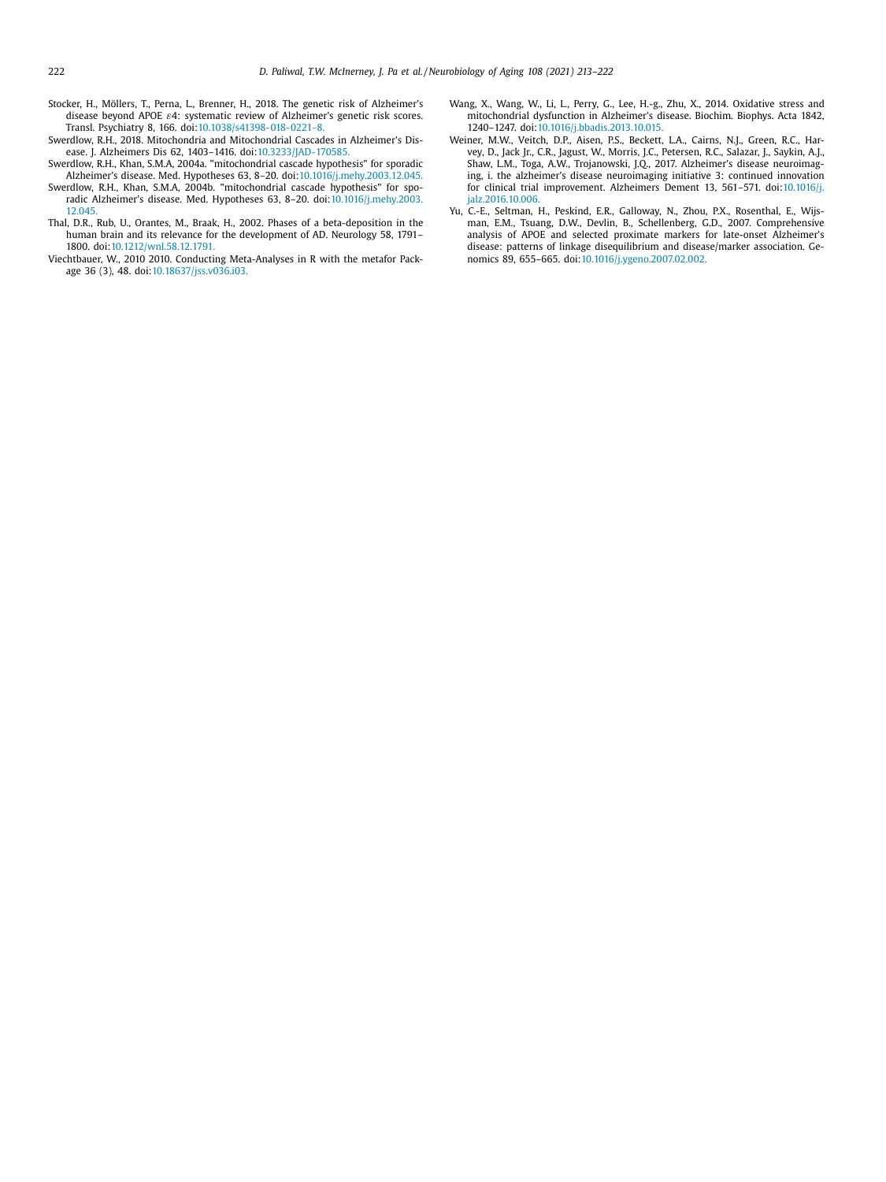Stocker, H., Möllers, T., Perna, L., Brenner, H., 2018. The genetic risk of Alzheimer's disease beyond APOE $\varepsilon$4: systematic review of Alzheimer's genetic risk scores. Transl. Psychiatry 8, 166. doi:10.1038/s41398-018-0221-8.

Swerdlow, R.H., 2018. Mitochondria and Mitochondrial Cascades in Alzheimer's Disease. J. Alzheimers Dis 62, 1403–1416. doi:10.3233/JAD-170585.

Swerdlow, R.H., Khan, S.M.A, 2004a. "mitochondrial cascade hypothesis" for sporadic Alzheimer's disease. Med. Hypotheses 63, 8–20. doi:10.1016/j.mehy.2003.12.045.

Swerdlow, R.H., Khan, S.M.A, 2004b. "mitochondrial cascade hypothesis" for sporadic Alzheimer's disease. Med. Hypotheses 63, 8–20. doi:10.1016/j.mehy.2003.12.045.

Thal, D.R., Rub, U., Orantes, M., Braak, H., 2002. Phases of a beta-deposition in the human brain and its relevance for the development of AD. Neurology 58, 1791–1800. doi:10.1212/wnl.58.12.1791.

Viechtbauer, W., 2010 2010. Conducting Meta-Analyses in R with the metafor Package 36 (3), 48. doi:10.18637/jss.v036.i03.

Wang, X., Wang, W., Li, L., Perry, G., Lee, H.-g., Zhu, X., 2014. Oxidative stress and mitochondrial dysfunction in Alzheimer's disease. Biochim. Biophys. Acta 1842, 1240–1247. doi:10.1016/j.bbadis.2013.10.015.

Weiner, M.W., Veitch, D.P., Aisen, P.S., Beckett, L.A., Cairns, N.J., Green, R.C., Harvey, D., Jack Jr., C.R., Jagust, W., Morris, J.C., Petersen, R.C., Salazar, J., Saykin, A.J., Shaw, L.M., Toga, A.W., Trojanowski, J.Q., 2017. Alzheimer's disease neuroimaging, i. the alzheimer's disease neuroimaging initiative 3: continued innovation for clinical trial improvement. Alzheimers Dement 13, 561–571. doi:10.1016/j.jalz.2016.10.006.

Yu, C.-E., Seltman, H., Peskind, E.R., Galloway, N., Zhou, P.X., Rosenthal, E., Wijsman, E.M., Tsuang, D.W., Devlin, B., Schellenberg, G.D., 2007. Comprehensive analysis of APOE and selected proximate markers for late-onset Alzheimer's disease: patterns of linkage disequilibrium and disease/marker association. Genomics 89, 655–665. doi:10.1016/j.ygeno.2007.02.002.